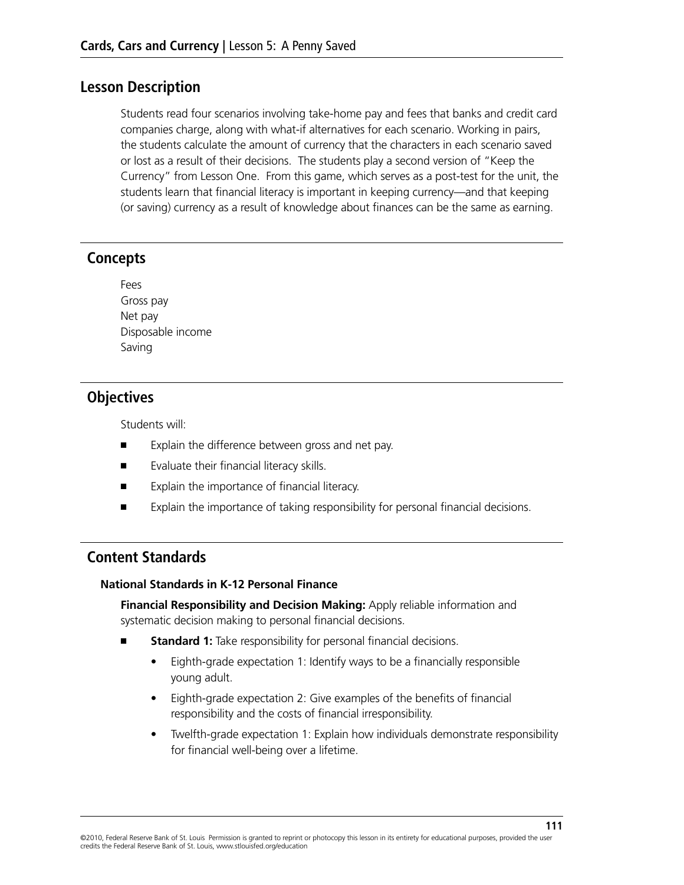## Lesson Description

Students read four scenarios involving take-home pay and fees that banks and credit card companies charge, along with what-if alternatives for each scenario. Working in pairs, the students calculate the amount of currency that the characters in each scenario saved or lost as a result of their decisions. The students play a second version of "Keep the Currency" from Lesson One. From this game, which serves as a post-test for the unit, the students learn that financial literacy is important in keeping currency—and that keeping (or saving) currency as a result of knowledge about finances can be the same as earning.

## Concepts

Fees
Gross pay
Net pay
Disposable income
Saving

## Objectives

Students will:

- Explain the difference between gross and net pay.
- Evaluate their financial literacy skills.
- Explain the importance of financial literacy.
- Explain the importance of taking responsibility for personal financial decisions.

## Content Standards

### National Standards in K-12 Personal Finance

**Financial Responsibility and Decision Making:** Apply reliable information and systematic decision making to personal financial decisions.

- **Standard 1:** Take responsibility for personal financial decisions.
  - Eighth-grade expectation 1: Identify ways to be a financially responsible young adult.
  - Eighth-grade expectation 2: Give examples of the benefits of financial responsibility and the costs of financial irresponsibility.
  - Twelfth-grade expectation 1: Explain how individuals demonstrate responsibility for financial well-being over a lifetime.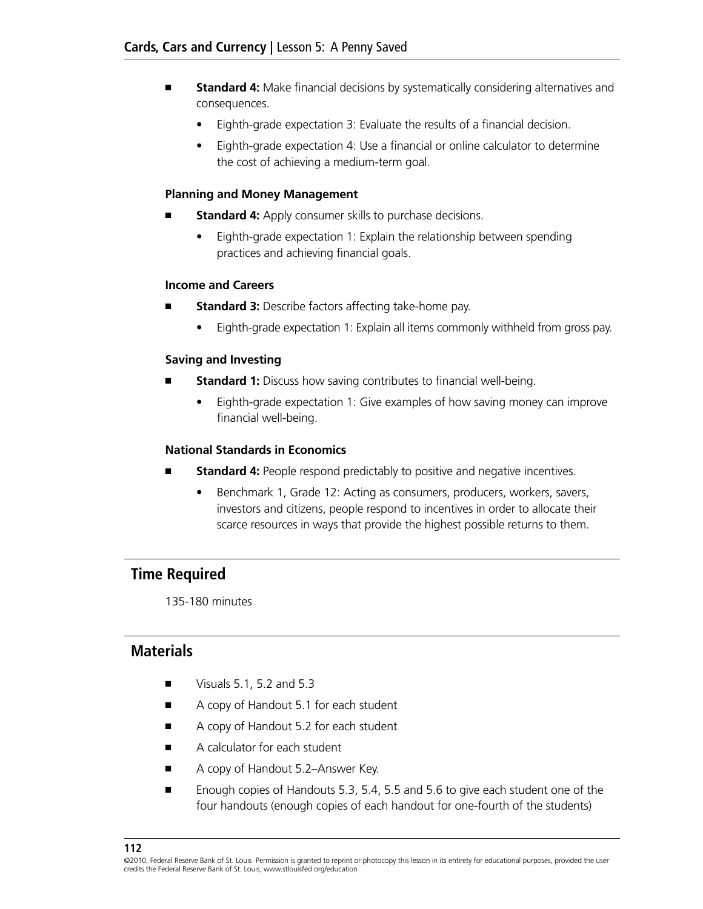- **Standard 4:** Make financial decisions by systematically considering alternatives and consequences.
    - Eighth-grade expectation 3: Evaluate the results of a financial decision.
    - Eighth-grade expectation 4: Use a financial or online calculator to determine the cost of achieving a medium-term goal.

**Planning and Money Management**

- **Standard 4:** Apply consumer skills to purchase decisions.
    - Eighth-grade expectation 1: Explain the relationship between spending practices and achieving financial goals.

**Income and Careers**

- **Standard 3:** Describe factors affecting take-home pay.
    - Eighth-grade expectation 1: Explain all items commonly withheld from gross pay.

**Saving and Investing**

- **Standard 1:** Discuss how saving contributes to financial well-being.
    - Eighth-grade expectation 1: Give examples of how saving money can improve financial well-being.

**National Standards in Economics**

- **Standard 4:** People respond predictably to positive and negative incentives.
    - Benchmark 1, Grade 12: Acting as consumers, producers, workers, savers, investors and citizens, people respond to incentives in order to allocate their scarce resources in ways that provide the highest possible returns to them.

## Time Required

135-180 minutes

## Materials

- Visuals 5.1, 5.2 and 5.3
- A copy of Handout 5.1 for each student
- A copy of Handout 5.2 for each student
- A calculator for each student
- A copy of Handout 5.2–Answer Key.
- Enough copies of Handouts 5.3, 5.4, 5.5 and 5.6 to give each student one of the four handouts (enough copies of each handout for one-fourth of the students)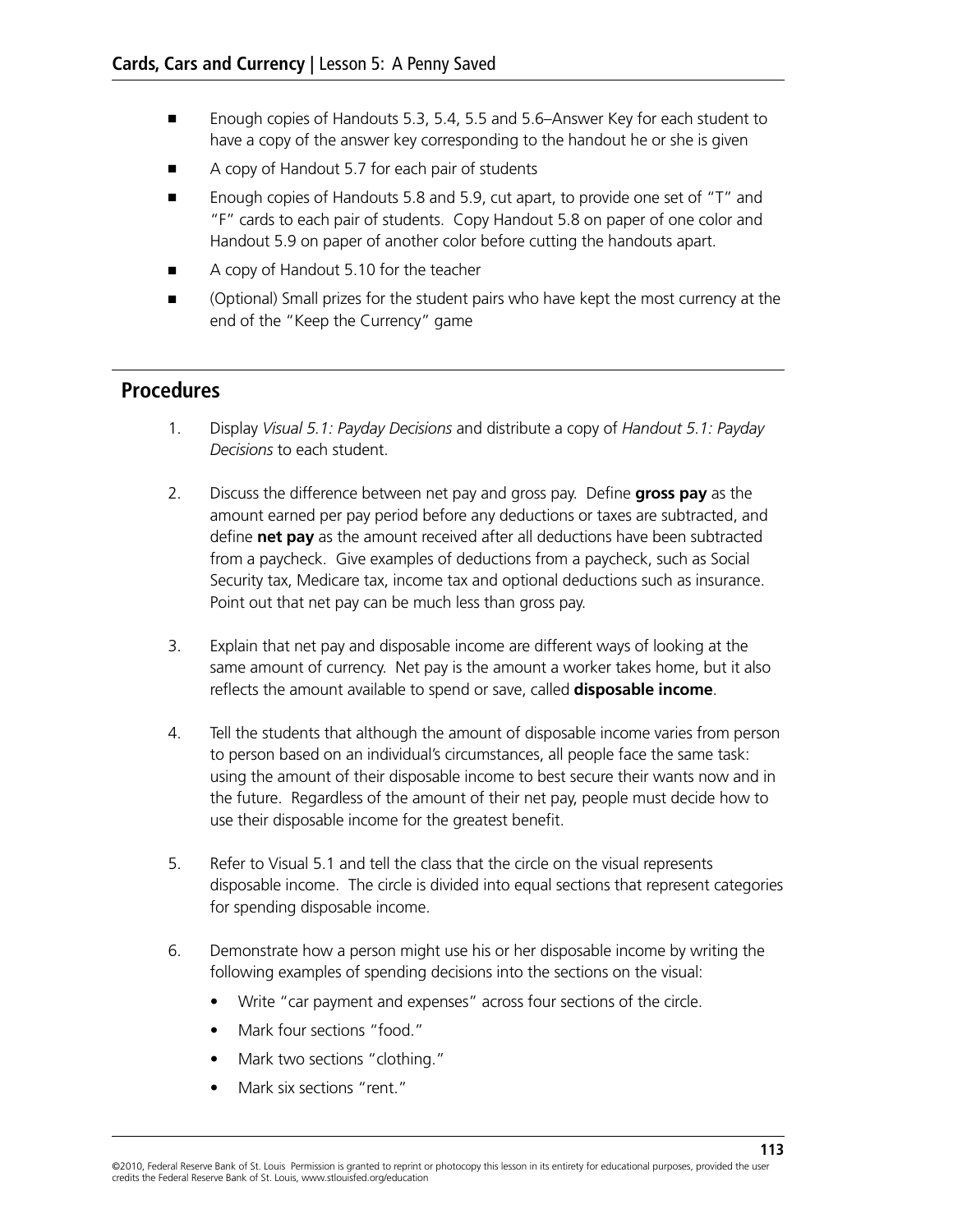- Enough copies of Handouts 5.3, 5.4, 5.5 and 5.6–Answer Key for each student to have a copy of the answer key corresponding to the handout he or she is given
- A copy of Handout 5.7 for each pair of students
- Enough copies of Handouts 5.8 and 5.9, cut apart, to provide one set of "T" and "F" cards to each pair of students. Copy Handout 5.8 on paper of one color and Handout 5.9 on paper of another color before cutting the handouts apart.
- A copy of Handout 5.10 for the teacher
- (Optional) Small prizes for the student pairs who have kept the most currency at the end of the "Keep the Currency" game

## Procedures

1. Display *Visual 5.1: Payday Decisions* and distribute a copy of *Handout 5.1: Payday Decisions* to each student.

2. Discuss the difference between net pay and gross pay. Define **gross pay** as the amount earned per pay period before any deductions or taxes are subtracted, and define **net pay** as the amount received after all deductions have been subtracted from a paycheck. Give examples of deductions from a paycheck, such as Social Security tax, Medicare tax, income tax and optional deductions such as insurance. Point out that net pay can be much less than gross pay.

3. Explain that net pay and disposable income are different ways of looking at the same amount of currency. Net pay is the amount a worker takes home, but it also reflects the amount available to spend or save, called **disposable income**.

4. Tell the students that although the amount of disposable income varies from person to person based on an individual's circumstances, all people face the same task: using the amount of their disposable income to best secure their wants now and in the future. Regardless of the amount of their net pay, people must decide how to use their disposable income for the greatest benefit.

5. Refer to Visual 5.1 and tell the class that the circle on the visual represents disposable income. The circle is divided into equal sections that represent categories for spending disposable income.

6. Demonstrate how a person might use his or her disposable income by writing the following examples of spending decisions into the sections on the visual:
   - Write "car payment and expenses" across four sections of the circle.
   - Mark four sections "food."
   - Mark two sections "clothing."
   - Mark six sections "rent."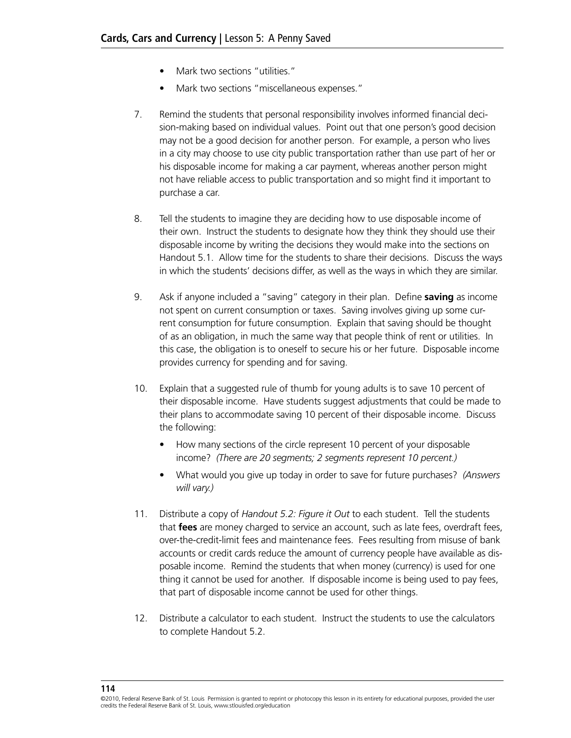- Mark two sections "utilities."
- Mark two sections "miscellaneous expenses."

7. Remind the students that personal responsibility involves informed financial decision-making based on individual values. Point out that one person's good decision may not be a good decision for another person. For example, a person who lives in a city may choose to use city public transportation rather than use part of her or his disposable income for making a car payment, whereas another person might not have reliable access to public transportation and so might find it important to purchase a car.

8. Tell the students to imagine they are deciding how to use disposable income of their own. Instruct the students to designate how they think they should use their disposable income by writing the decisions they would make into the sections on Handout 5.1. Allow time for the students to share their decisions. Discuss the ways in which the students' decisions differ, as well as the ways in which they are similar.

9. Ask if anyone included a "saving" category in their plan. Define **saving** as income not spent on current consumption or taxes. Saving involves giving up some current consumption for future consumption. Explain that saving should be thought of as an obligation, in much the same way that people think of rent or utilities. In this case, the obligation is to oneself to secure his or her future. Disposable income provides currency for spending and for saving.

10. Explain that a suggested rule of thumb for young adults is to save 10 percent of their disposable income. Have students suggest adjustments that could be made to their plans to accommodate saving 10 percent of their disposable income. Discuss the following:
    - How many sections of the circle represent 10 percent of your disposable income? *(There are 20 segments; 2 segments represent 10 percent.)*
    - What would you give up today in order to save for future purchases? *(Answers will vary.)*

11. Distribute a copy of *Handout 5.2: Figure it Out* to each student. Tell the students that **fees** are money charged to service an account, such as late fees, overdraft fees, over-the-credit-limit fees and maintenance fees. Fees resulting from misuse of bank accounts or credit cards reduce the amount of currency people have available as disposable income. Remind the students that when money (currency) is used for one thing it cannot be used for another. If disposable income is being used to pay fees, that part of disposable income cannot be used for other things.

12. Distribute a calculator to each student. Instruct the students to use the calculators to complete Handout 5.2.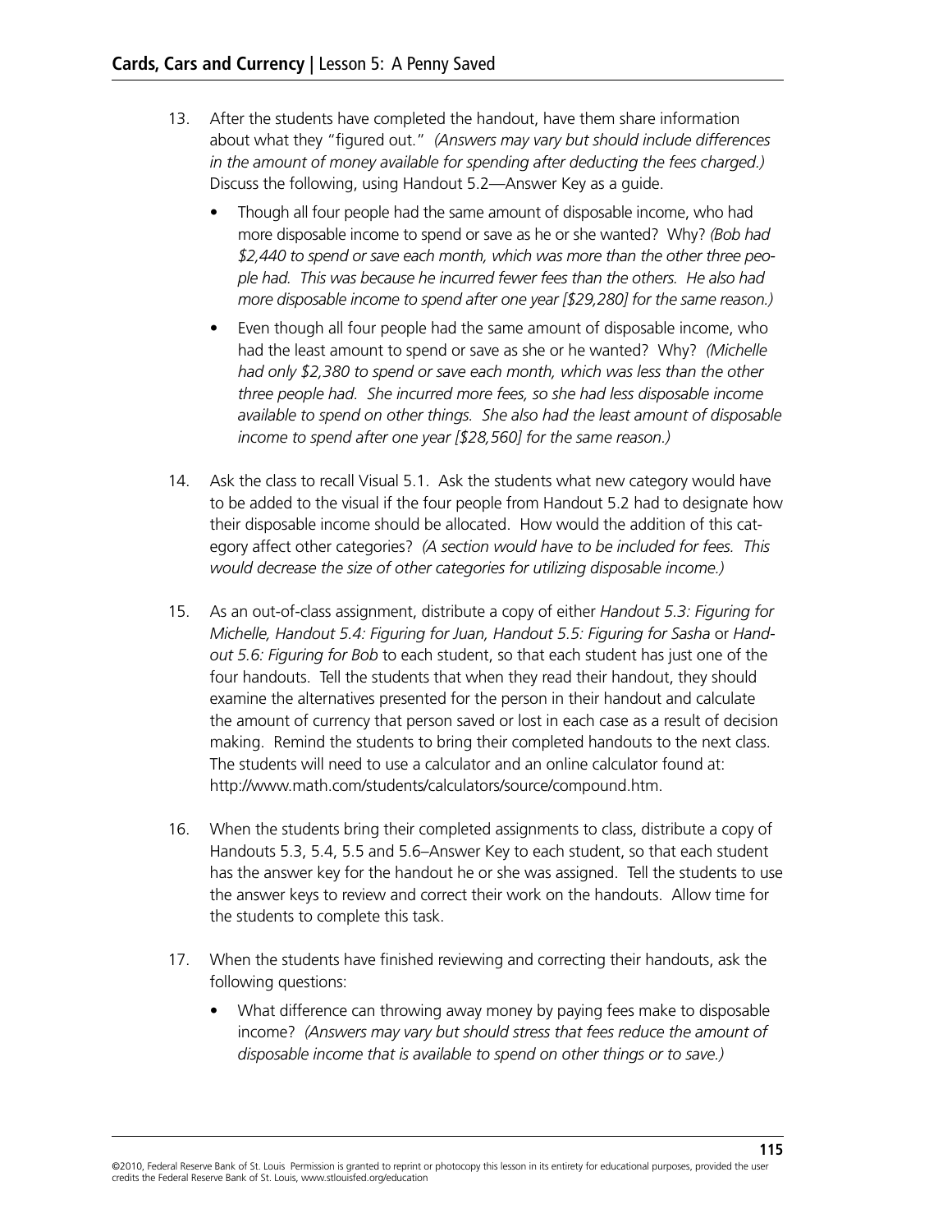13. After the students have completed the handout, have them share information about what they "figured out." *(Answers may vary but should include differences in the amount of money available for spending after deducting the fees charged.)* Discuss the following, using Handout 5.2—Answer Key as a guide.

    - Though all four people had the same amount of disposable income, who had more disposable income to spend or save as he or she wanted? Why? *(Bob had $2,440 to spend or save each month, which was more than the other three people had. This was because he incurred fewer fees than the others. He also had more disposable income to spend after one year [$29,280] for the same reason.)*
    - Even though all four people had the same amount of disposable income, who had the least amount to spend or save as she or he wanted? Why? *(Michelle had only $2,380 to spend or save each month, which was less than the other three people had. She incurred more fees, so she had less disposable income available to spend on other things. She also had the least amount of disposable income to spend after one year [$28,560] for the same reason.)*

14. Ask the class to recall Visual 5.1. Ask the students what new category would have to be added to the visual if the four people from Handout 5.2 had to designate how their disposable income should be allocated. How would the addition of this category affect other categories? *(A section would have to be included for fees. This would decrease the size of other categories for utilizing disposable income.)*

15. As an out-of-class assignment, distribute a copy of either *Handout 5.3: Figuring for Michelle, Handout 5.4: Figuring for Juan, Handout 5.5: Figuring for Sasha* or *Handout 5.6: Figuring for Bob* to each student, so that each student has just one of the four handouts. Tell the students that when they read their handout, they should examine the alternatives presented for the person in their handout and calculate the amount of currency that person saved or lost in each case as a result of decision making. Remind the students to bring their completed handouts to the next class. The students will need to use a calculator and an online calculator found at: http://www.math.com/students/calculators/source/compound.htm.

16. When the students bring their completed assignments to class, distribute a copy of Handouts 5.3, 5.4, 5.5 and 5.6–Answer Key to each student, so that each student has the answer key for the handout he or she was assigned. Tell the students to use the answer keys to review and correct their work on the handouts. Allow time for the students to complete this task.

17. When the students have finished reviewing and correcting their handouts, ask the following questions:

    - What difference can throwing away money by paying fees make to disposable income? *(Answers may vary but should stress that fees reduce the amount of disposable income that is available to spend on other things or to save.)*

©2010, Federal Reserve Bank of St. Louis Permission is granted to reprint or photocopy this lesson in its entirety for educational purposes, provided the user credits the Federal Reserve Bank of St. Louis, www.stlouisfed.org/education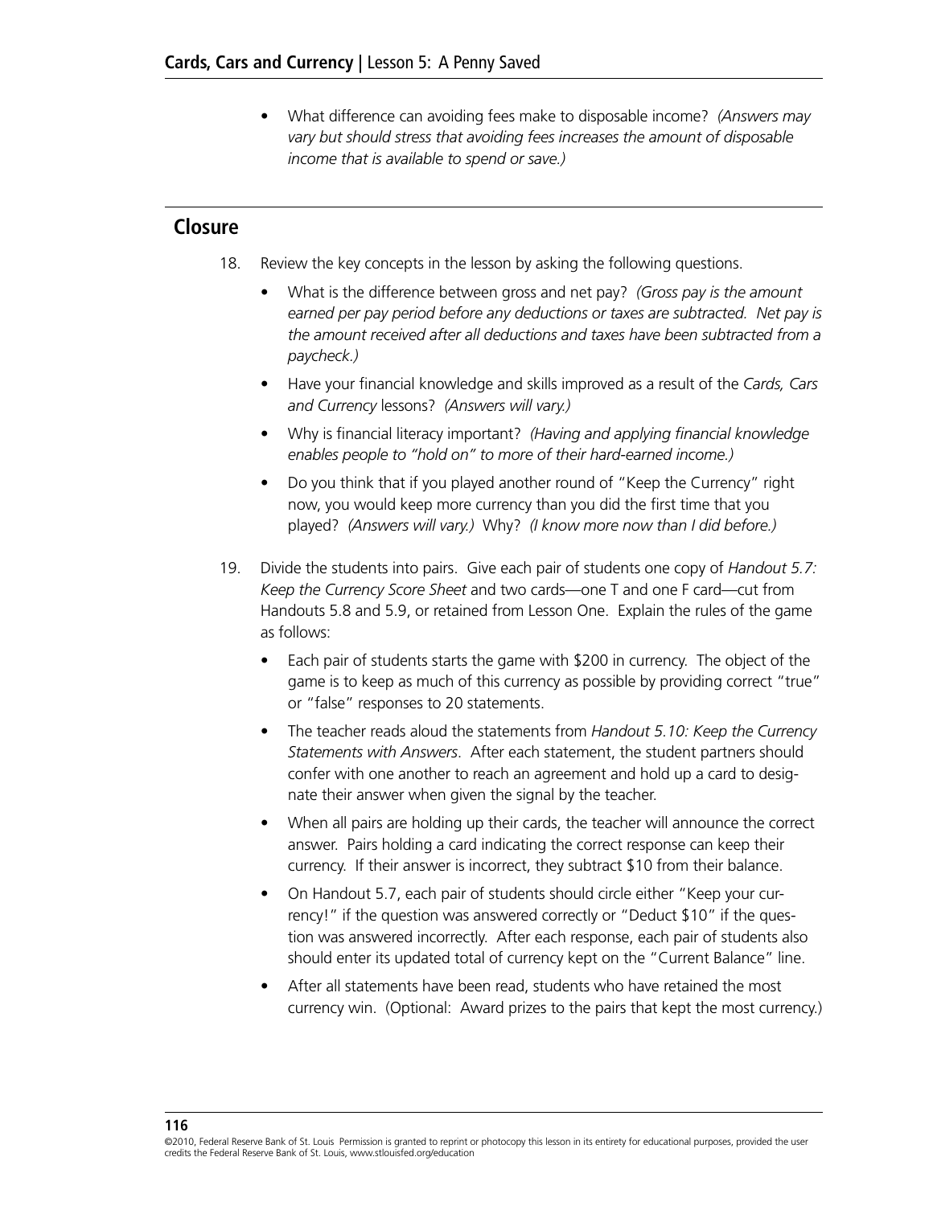- What difference can avoiding fees make to disposable income? *(Answers may vary but should stress that avoiding fees increases the amount of disposable income that is available to spend or save.)*

## Closure

18. Review the key concepts in the lesson by asking the following questions.
    - What is the difference between gross and net pay? *(Gross pay is the amount earned per pay period before any deductions or taxes are subtracted. Net pay is the amount received after all deductions and taxes have been subtracted from a paycheck.)*
    - Have your financial knowledge and skills improved as a result of the *Cards, Cars and Currency* lessons? *(Answers will vary.)*
    - Why is financial literacy important? *(Having and applying financial knowledge enables people to "hold on" to more of their hard-earned income.)*
    - Do you think that if you played another round of "Keep the Currency" right now, you would keep more currency than you did the first time that you played? *(Answers will vary.)* Why? *(I know more now than I did before.)*

19. Divide the students into pairs. Give each pair of students one copy of *Handout 5.7: Keep the Currency Score Sheet* and two cards—one T and one F card—cut from Handouts 5.8 and 5.9, or retained from Lesson One. Explain the rules of the game as follows:
    - Each pair of students starts the game with $200 in currency. The object of the game is to keep as much of this currency as possible by providing correct "true" or "false" responses to 20 statements.
    - The teacher reads aloud the statements from *Handout 5.10: Keep the Currency Statements with Answers*. After each statement, the student partners should confer with one another to reach an agreement and hold up a card to designate their answer when given the signal by the teacher.
    - When all pairs are holding up their cards, the teacher will announce the correct answer. Pairs holding a card indicating the correct response can keep their currency. If their answer is incorrect, they subtract $10 from their balance.
    - On Handout 5.7, each pair of students should circle either "Keep your currency!" if the question was answered correctly or "Deduct $10" if the question was answered incorrectly. After each response, each pair of students also should enter its updated total of currency kept on the "Current Balance" line.
    - After all statements have been read, students who have retained the most currency win. (Optional: Award prizes to the pairs that kept the most currency.)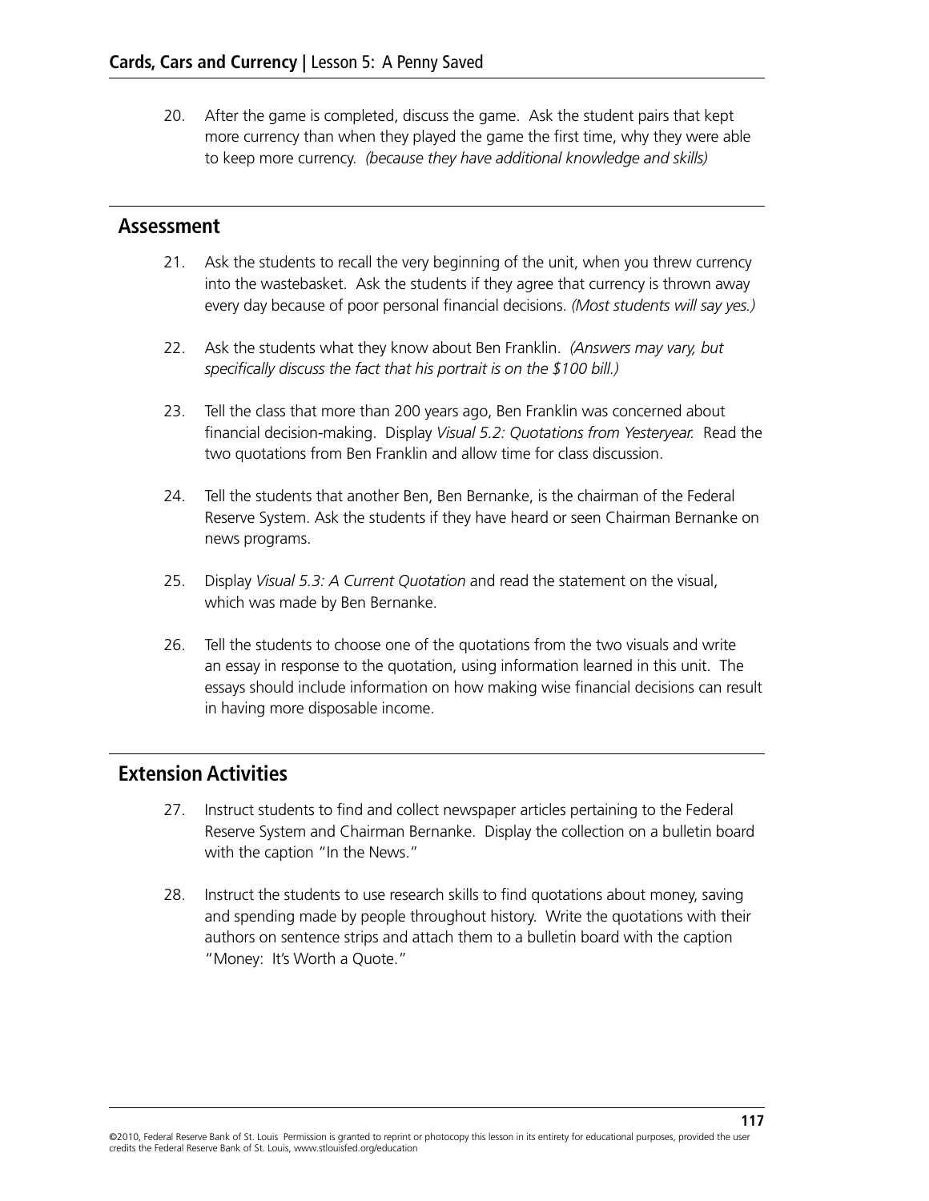20. After the game is completed, discuss the game. Ask the student pairs that kept more currency than when they played the game the first time, why they were able to keep more currency. *(because they have additional knowledge and skills)*

## Assessment

21. Ask the students to recall the very beginning of the unit, when you threw currency into the wastebasket. Ask the students if they agree that currency is thrown away every day because of poor personal financial decisions. *(Most students will say yes.)*

22. Ask the students what they know about Ben Franklin. *(Answers may vary, but specifically discuss the fact that his portrait is on the $100 bill.)*

23. Tell the class that more than 200 years ago, Ben Franklin was concerned about financial decision-making. Display *Visual 5.2: Quotations from Yesteryear.* Read the two quotations from Ben Franklin and allow time for class discussion.

24. Tell the students that another Ben, Ben Bernanke, is the chairman of the Federal Reserve System. Ask the students if they have heard or seen Chairman Bernanke on news programs.

25. Display *Visual 5.3: A Current Quotation* and read the statement on the visual, which was made by Ben Bernanke.

26. Tell the students to choose one of the quotations from the two visuals and write an essay in response to the quotation, using information learned in this unit. The essays should include information on how making wise financial decisions can result in having more disposable income.

## Extension Activities

27. Instruct students to find and collect newspaper articles pertaining to the Federal Reserve System and Chairman Bernanke. Display the collection on a bulletin board with the caption "In the News."

28. Instruct the students to use research skills to find quotations about money, saving and spending made by people throughout history. Write the quotations with their authors on sentence strips and attach them to a bulletin board with the caption "Money: It's Worth a Quote."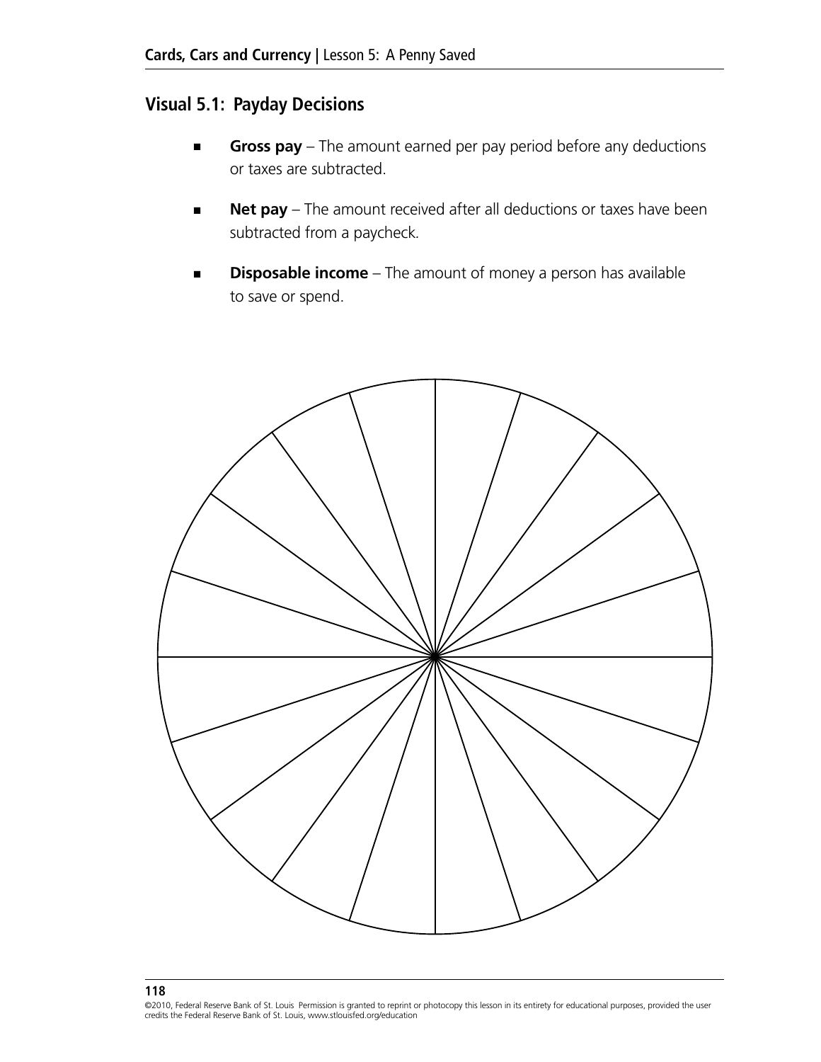## Visual 5.1: Payday Decisions

- **Gross pay** – The amount earned per pay period before any deductions or taxes are subtracted.
- **Net pay** – The amount received after all deductions or taxes have been subtracted from a paycheck.
- **Disposable income** – The amount of money a person has available to save or spend.

©2010, Federal Reserve Bank of St. Louis Permission is granted to reprint or photocopy this lesson in its entirety for educational purposes, provided the user credits the Federal Reserve Bank of St. Louis, www.stlouisfed.org/education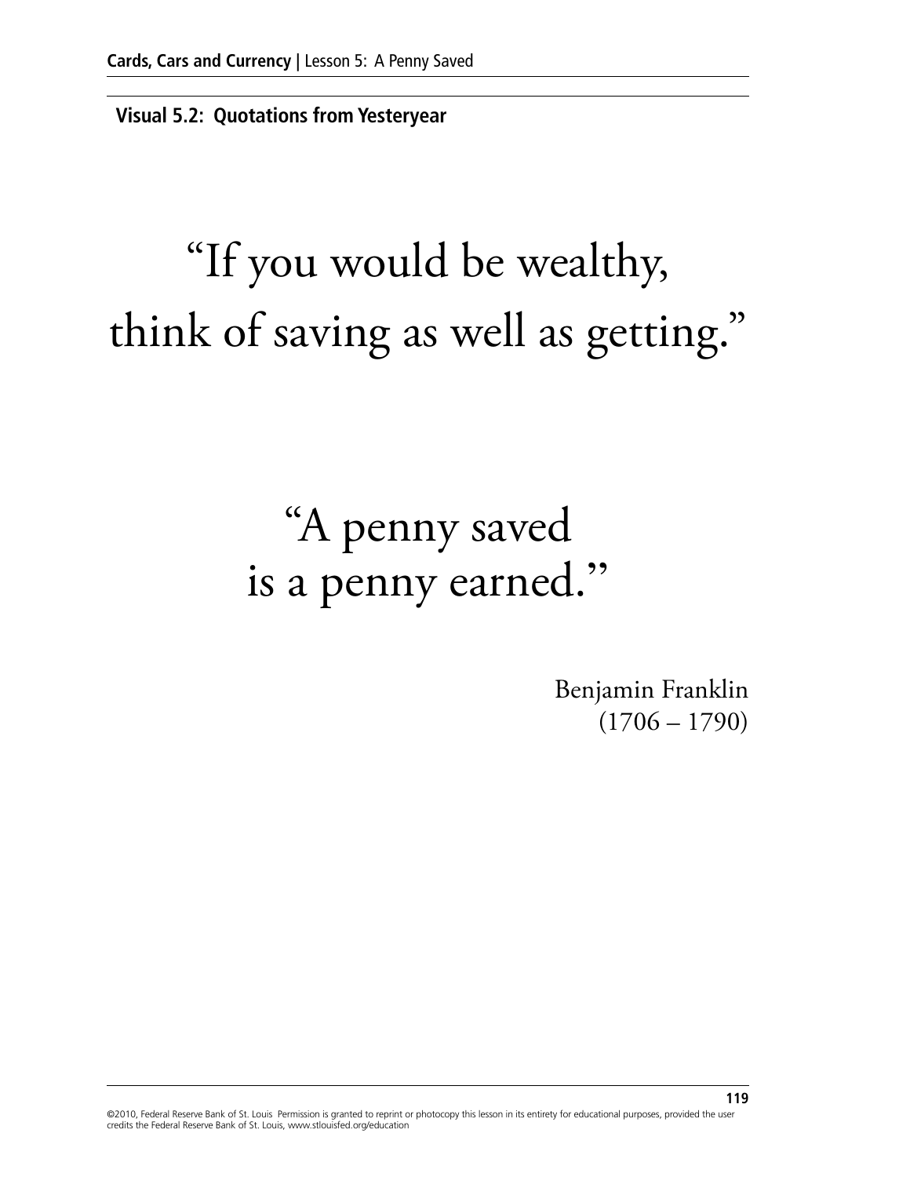## Visual 5.2: Quotations from Yesteryear

# "If you would be wealthy, think of saving as well as getting."

# "A penny saved is a penny earned."

Benjamin Franklin
(1706 – 1790)

©2010, Federal Reserve Bank of St. Louis Permission is granted to reprint or photocopy this lesson in its entirety for educational purposes, provided the user credits the Federal Reserve Bank of St. Louis, www.stlouisfed.org/education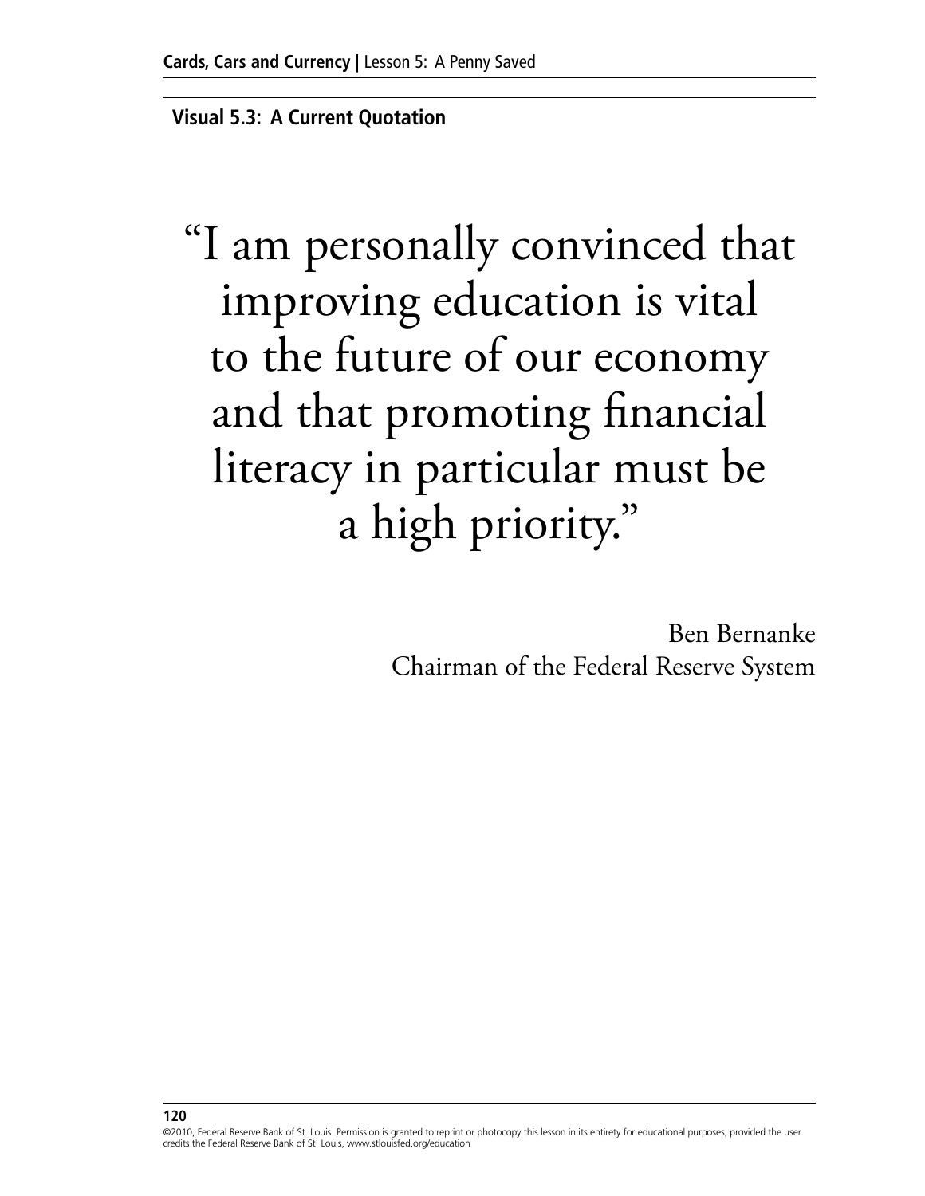## Visual 5.3: A Current Quotation

> "I am personally convinced that improving education is vital to the future of our economy and that promoting financial literacy in particular must be a high priority."

Ben Bernanke
Chairman of the Federal Reserve System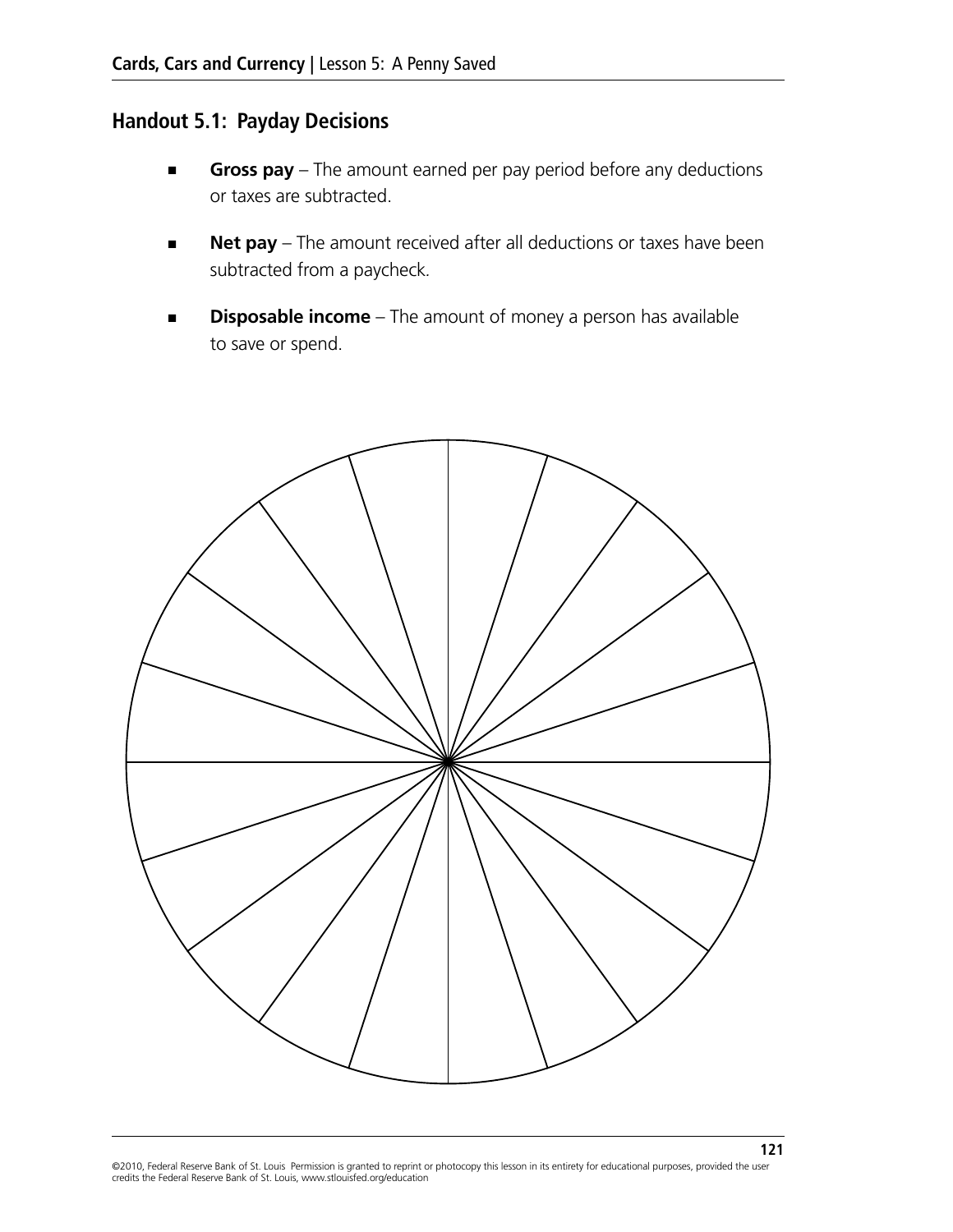## Handout 5.1: Payday Decisions

- **Gross pay** – The amount earned per pay period before any deductions or taxes are subtracted.
- **Net pay** – The amount received after all deductions or taxes have been subtracted from a paycheck.
- **Disposable income** – The amount of money a person has available to save or spend.

©2010, Federal Reserve Bank of St. Louis Permission is granted to reprint or photocopy this lesson in its entirety for educational purposes, provided the user credits the Federal Reserve Bank of St. Louis, www.stlouisfed.org/education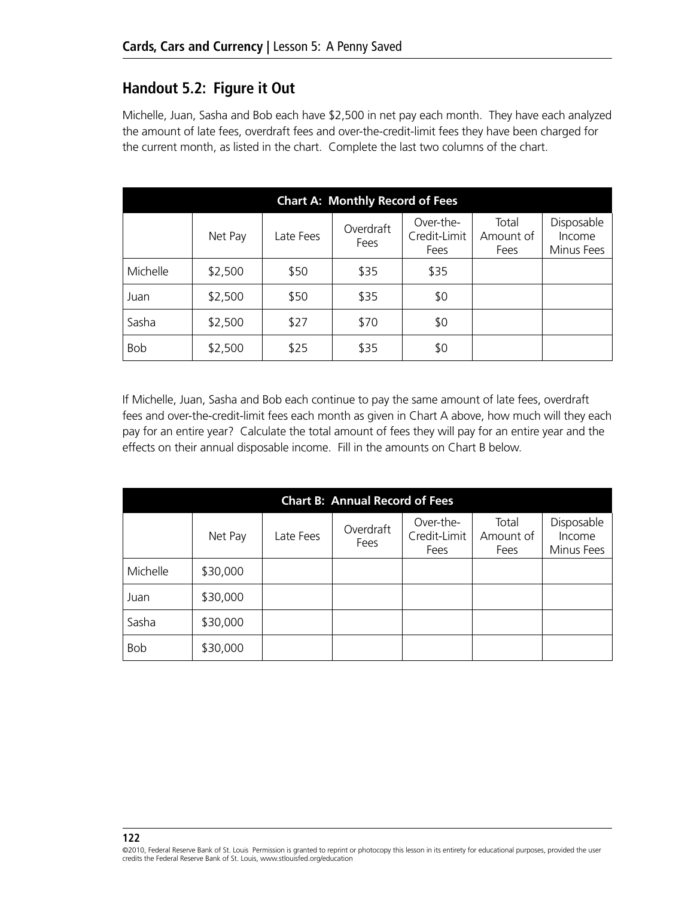## Handout 5.2: Figure it Out

Michelle, Juan, Sasha and Bob each have $2,500 in net pay each month. They have each analyzed the amount of late fees, overdraft fees and over-the-credit-limit fees they have been charged for the current month, as listed in the chart. Complete the last two columns of the chart.

| Chart A: Monthly Record of Fees | | | | | | |
|---|---|---|---|---|---|---|
| | Net Pay | Late Fees | Overdraft Fees | Over-the-Credit-Limit Fees | Total Amount of Fees | Disposable Income Minus Fees |
| Michelle | $2,500 | $50 | $35 | $35 | | |
| Juan | $2,500 | $50 | $35 | $0 | | |
| Sasha | $2,500 | $27 | $70 | $0 | | |
| Bob | $2,500 | $25 | $35 | $0 | | |

If Michelle, Juan, Sasha and Bob each continue to pay the same amount of late fees, overdraft fees and over-the-credit-limit fees each month as given in Chart A above, how much will they each pay for an entire year? Calculate the total amount of fees they will pay for an entire year and the effects on their annual disposable income. Fill in the amounts on Chart B below.

| Chart B: Annual Record of Fees | | | | | | |
|---|---|---|---|---|---|---|
| | Net Pay | Late Fees | Overdraft Fees | Over-the-Credit-Limit Fees | Total Amount of Fees | Disposable Income Minus Fees |
| Michelle | $30,000 | | | | | |
| Juan | $30,000 | | | | | |
| Sasha | $30,000 | | | | | |
| Bob | $30,000 | | | | | |

©2010, Federal Reserve Bank of St. Louis Permission is granted to reprint or photocopy this lesson in its entirety for educational purposes, provided the user credits the Federal Reserve Bank of St. Louis, www.stlouisfed.org/education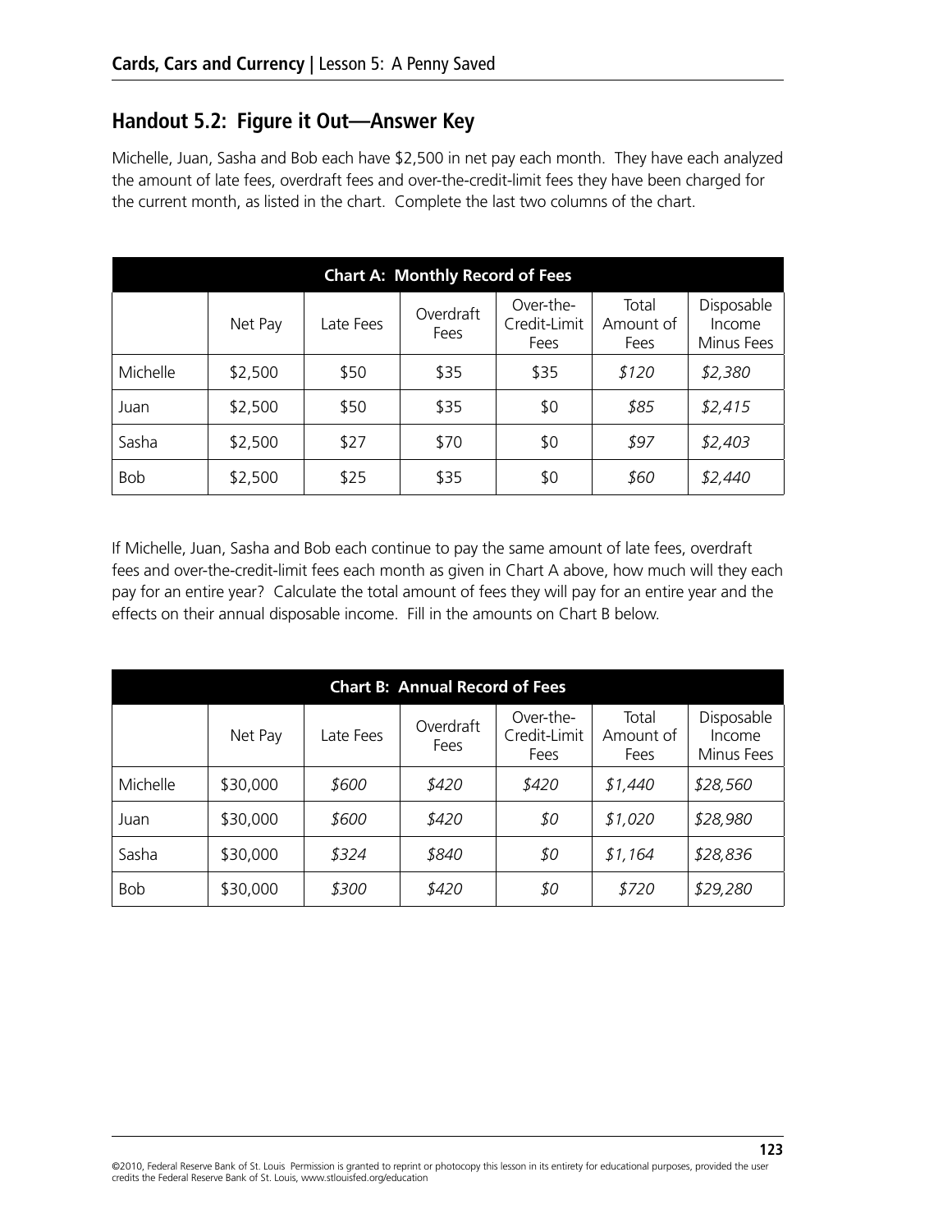## Handout 5.2: Figure it Out—Answer Key

Michelle, Juan, Sasha and Bob each have $2,500 in net pay each month. They have each analyzed the amount of late fees, overdraft fees and over-the-credit-limit fees they have been charged for the current month, as listed in the chart. Complete the last two columns of the chart.

| Chart A: Monthly Record of Fees | | | | | | |
|---|---|---|---|---|---|---|
| | Net Pay | Late Fees | Overdraft Fees | Over-the-Credit-Limit Fees | Total Amount of Fees | Disposable Income Minus Fees |
| Michelle | $2,500 | $50 | $35 | $35 | *$120* | *$2,380* |
| Juan | $2,500 | $50 | $35 | $0 | *$85* | *$2,415* |
| Sasha | $2,500 | $27 | $70 | $0 | *$97* | *$2,403* |
| Bob | $2,500 | $25 | $35 | $0 | *$60* | *$2,440* |

If Michelle, Juan, Sasha and Bob each continue to pay the same amount of late fees, overdraft fees and over-the-credit-limit fees each month as given in Chart A above, how much will they each pay for an entire year? Calculate the total amount of fees they will pay for an entire year and the effects on their annual disposable income. Fill in the amounts on Chart B below.

| Chart B: Annual Record of Fees | | | | | | |
|---|---|---|---|---|---|---|
| | Net Pay | Late Fees | Overdraft Fees | Over-the-Credit-Limit Fees | Total Amount of Fees | Disposable Income Minus Fees |
| Michelle | $30,000 | *$600* | *$420* | *$420* | *$1,440* | *$28,560* |
| Juan | $30,000 | *$600* | *$420* | *$0* | *$1,020* | *$28,980* |
| Sasha | $30,000 | *$324* | *$840* | *$0* | *$1,164* | *$28,836* |
| Bob | $30,000 | *$300* | *$420* | *$0* | *$720* | *$29,280* |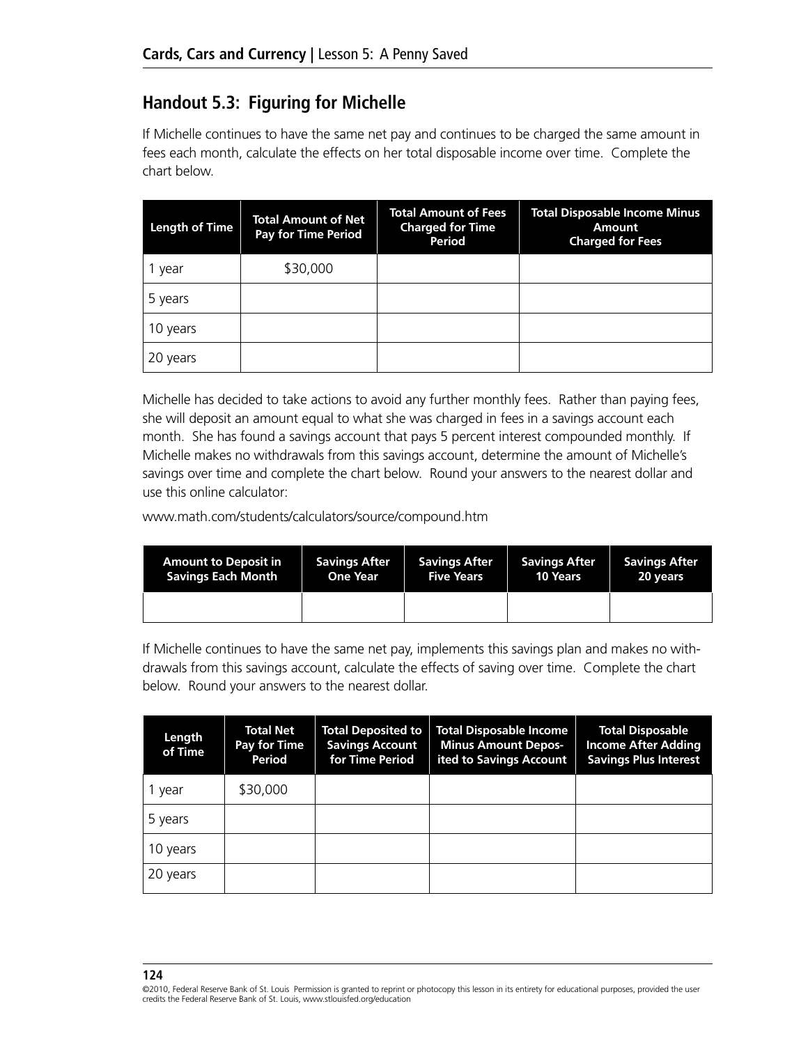## Handout 5.3: Figuring for Michelle

If Michelle continues to have the same net pay and continues to be charged the same amount in fees each month, calculate the effects on her total disposable income over time. Complete the chart below.

| Length of Time | Total Amount of Net Pay for Time Period | Total Amount of Fees Charged for Time Period | Total Disposable Income Minus Amount Charged for Fees |
|---|---|---|---|
| 1 year | $30,000 | | |
| 5 years | | | |
| 10 years | | | |
| 20 years | | | |

Michelle has decided to take actions to avoid any further monthly fees. Rather than paying fees, she will deposit an amount equal to what she was charged in fees in a savings account each month. She has found a savings account that pays 5 percent interest compounded monthly. If Michelle makes no withdrawals from this savings account, determine the amount of Michelle's savings over time and complete the chart below. Round your answers to the nearest dollar and use this online calculator:

www.math.com/students/calculators/source/compound.htm

| Amount to Deposit in Savings Each Month | Savings After One Year | Savings After Five Years | Savings After 10 Years | Savings After 20 years |
|---|---|---|---|---|
| | | | | |

If Michelle continues to have the same net pay, implements this savings plan and makes no withdrawals from this savings account, calculate the effects of saving over time. Complete the chart below. Round your answers to the nearest dollar.

| Length of Time | Total Net Pay for Time Period | Total Deposited to Savings Account for Time Period | Total Disposable Income Minus Amount Deposited to Savings Account | Total Disposable Income After Adding Savings Plus Interest |
|---|---|---|---|---|
| 1 year | $30,000 | | | |
| 5 years | | | | |
| 10 years | | | | |
| 20 years | | | | |

©2010, Federal Reserve Bank of St. Louis Permission is granted to reprint or photocopy this lesson in its entirety for educational purposes, provided the user credits the Federal Reserve Bank of St. Louis, www.stlouisfed.org/education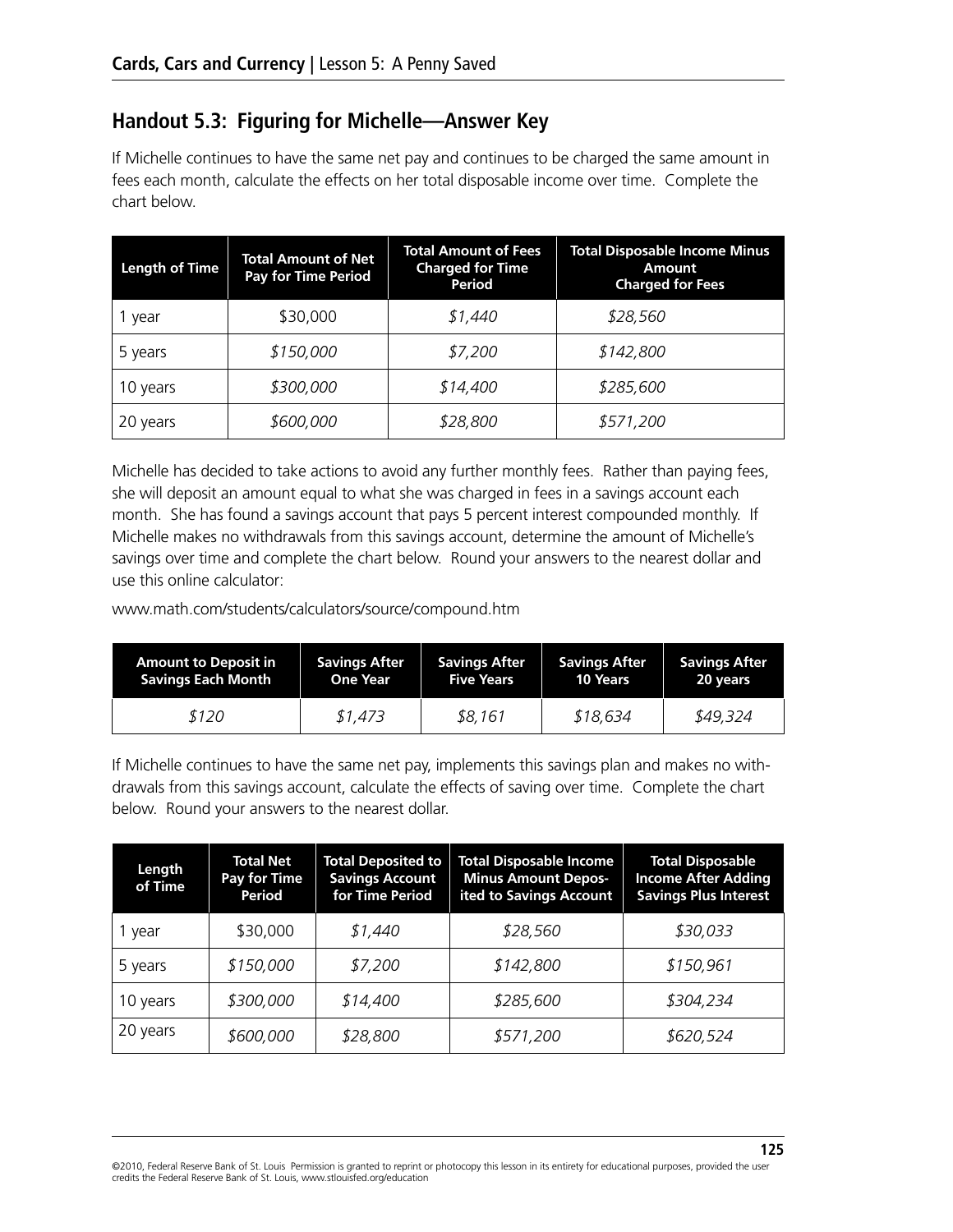## Handout 5.3: Figuring for Michelle—Answer Key

If Michelle continues to have the same net pay and continues to be charged the same amount in fees each month, calculate the effects on her total disposable income over time. Complete the chart below.

| Length of Time | Total Amount of Net Pay for Time Period | Total Amount of Fees Charged for Time Period | Total Disposable Income Minus Amount Charged for Fees |
|---|---|---|---|
| 1 year | $30,000 | *$1,440* | *$28,560* |
| 5 years | *$150,000* | *$7,200* | *$142,800* |
| 10 years | *$300,000* | *$14,400* | *$285,600* |
| 20 years | *$600,000* | *$28,800* | *$571,200* |

Michelle has decided to take actions to avoid any further monthly fees. Rather than paying fees, she will deposit an amount equal to what she was charged in fees in a savings account each month. She has found a savings account that pays 5 percent interest compounded monthly. If Michelle makes no withdrawals from this savings account, determine the amount of Michelle's savings over time and complete the chart below. Round your answers to the nearest dollar and use this online calculator:

www.math.com/students/calculators/source/compound.htm

| Amount to Deposit in Savings Each Month | Savings After One Year | Savings After Five Years | Savings After 10 Years | Savings After 20 years |
|---|---|---|---|---|
| *$120* | *$1,473* | *$8,161* | *$18,634* | *$49,324* |

If Michelle continues to have the same net pay, implements this savings plan and makes no withdrawals from this savings account, calculate the effects of saving over time. Complete the chart below. Round your answers to the nearest dollar.

| Length of Time | Total Net Pay for Time Period | Total Deposited to Savings Account for Time Period | Total Disposable Income Minus Amount Deposited to Savings Account | Total Disposable Income After Adding Savings Plus Interest |
|---|---|---|---|---|
| 1 year | $30,000 | *$1,440* | *$28,560* | *$30,033* |
| 5 years | *$150,000* | *$7,200* | *$142,800* | *$150,961* |
| 10 years | *$300,000* | *$14,400* | *$285,600* | *$304,234* |
| 20 years | *$600,000* | *$28,800* | *$571,200* | *$620,524* |

©2010, Federal Reserve Bank of St. Louis Permission is granted to reprint or photocopy this lesson in its entirety for educational purposes, provided the user credits the Federal Reserve Bank of St. Louis, www.stlouisfed.org/education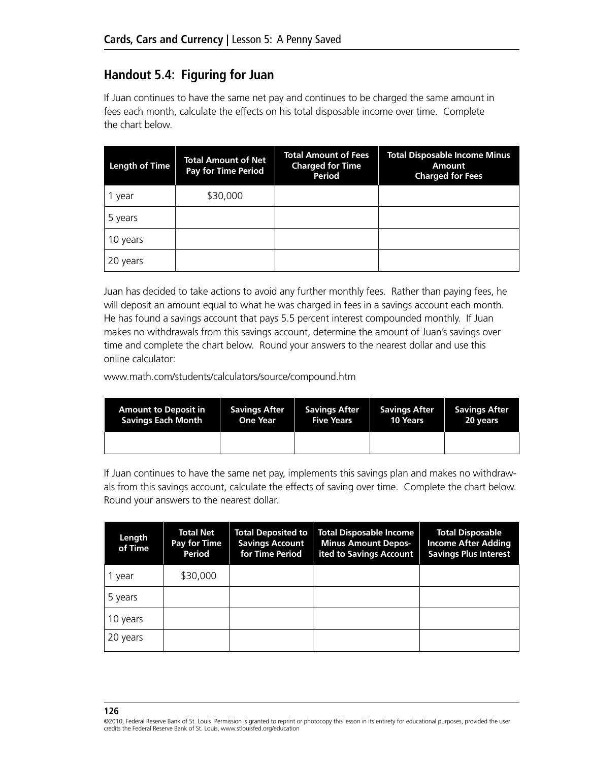## Handout 5.4: Figuring for Juan

If Juan continues to have the same net pay and continues to be charged the same amount in fees each month, calculate the effects on his total disposable income over time. Complete the chart below.

| Length of Time | Total Amount of Net Pay for Time Period | Total Amount of Fees Charged for Time Period | Total Disposable Income Minus Amount Charged for Fees |
|---|---|---|---|
| 1 year | $30,000 | | |
| 5 years | | | |
| 10 years | | | |
| 20 years | | | |

Juan has decided to take actions to avoid any further monthly fees. Rather than paying fees, he will deposit an amount equal to what he was charged in fees in a savings account each month. He has found a savings account that pays 5.5 percent interest compounded monthly. If Juan makes no withdrawals from this savings account, determine the amount of Juan's savings over time and complete the chart below. Round your answers to the nearest dollar and use this online calculator:

www.math.com/students/calculators/source/compound.htm

| Amount to Deposit in Savings Each Month | Savings After One Year | Savings After Five Years | Savings After 10 Years | Savings After 20 years |
|---|---|---|---|---|
| | | | | |

If Juan continues to have the same net pay, implements this savings plan and makes no withdrawals from this savings account, calculate the effects of saving over time. Complete the chart below. Round your answers to the nearest dollar.

| Length of Time | Total Net Pay for Time Period | Total Deposited to Savings Account for Time Period | Total Disposable Income Minus Amount Deposited to Savings Account | Total Disposable Income After Adding Savings Plus Interest |
|---|---|---|---|---|
| 1 year | $30,000 | | | |
| 5 years | | | | |
| 10 years | | | | |
| 20 years | | | | |

©2010, Federal Reserve Bank of St. Louis Permission is granted to reprint or photocopy this lesson in its entirety for educational purposes, provided the user credits the Federal Reserve Bank of St. Louis, www.stlouisfed.org/education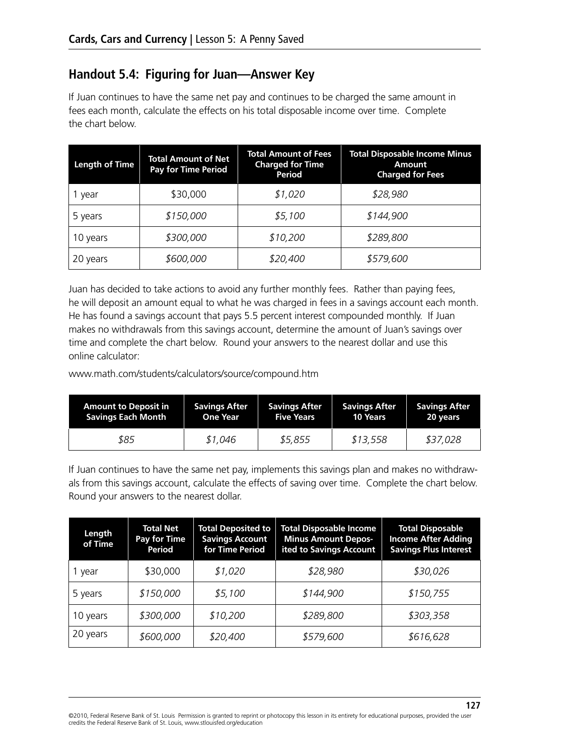## Handout 5.4: Figuring for Juan—Answer Key

If Juan continues to have the same net pay and continues to be charged the same amount in fees each month, calculate the effects on his total disposable income over time. Complete the chart below.

| Length of Time | Total Amount of Net Pay for Time Period | Total Amount of Fees Charged for Time Period | Total Disposable Income Minus Amount Charged for Fees |
|---|---|---|---|
| 1 year | $30,000 | *$1,020* | *$28,980* |
| 5 years | *$150,000* | *$5,100* | *$144,900* |
| 10 years | *$300,000* | *$10,200* | *$289,800* |
| 20 years | *$600,000* | *$20,400* | *$579,600* |

Juan has decided to take actions to avoid any further monthly fees. Rather than paying fees, he will deposit an amount equal to what he was charged in fees in a savings account each month. He has found a savings account that pays 5.5 percent interest compounded monthly. If Juan makes no withdrawals from this savings account, determine the amount of Juan's savings over time and complete the chart below. Round your answers to the nearest dollar and use this online calculator:

www.math.com/students/calculators/source/compound.htm

| Amount to Deposit in Savings Each Month | Savings After One Year | Savings After Five Years | Savings After 10 Years | Savings After 20 years |
|---|---|---|---|---|
| *$85* | *$1,046* | *$5,855* | *$13,558* | *$37,028* |

If Juan continues to have the same net pay, implements this savings plan and makes no withdrawals from this savings account, calculate the effects of saving over time. Complete the chart below. Round your answers to the nearest dollar.

| Length of Time | Total Net Pay for Time Period | Total Deposited to Savings Account for Time Period | Total Disposable Income Minus Amount Deposited to Savings Account | Total Disposable Income After Adding Savings Plus Interest |
|---|---|---|---|---|
| 1 year | $30,000 | *$1,020* | *$28,980* | *$30,026* |
| 5 years | *$150,000* | *$5,100* | *$144,900* | *$150,755* |
| 10 years | *$300,000* | *$10,200* | *$289,800* | *$303,358* |
| 20 years | *$600,000* | *$20,400* | *$579,600* | *$616,628* |

©2010, Federal Reserve Bank of St. Louis Permission is granted to reprint or photocopy this lesson in its entirety for educational purposes, provided the user credits the Federal Reserve Bank of St. Louis, www.stlouisfed.org/education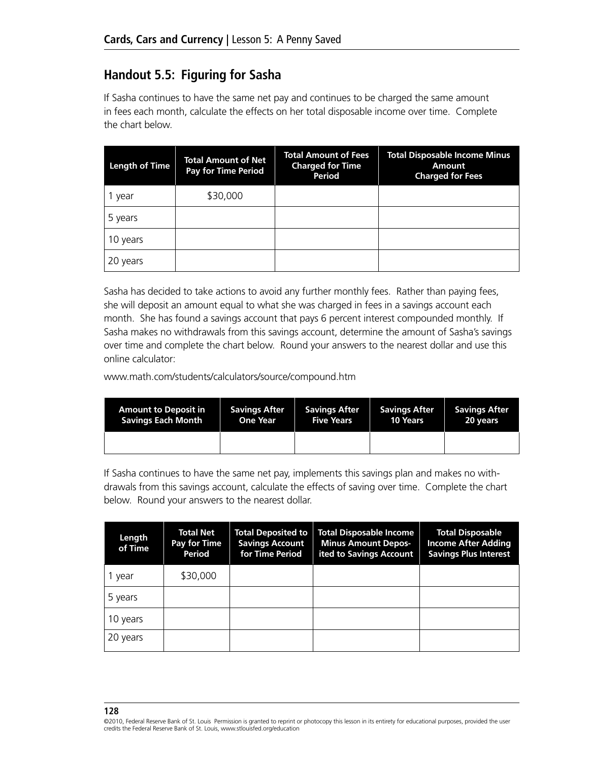## Handout 5.5: Figuring for Sasha

If Sasha continues to have the same net pay and continues to be charged the same amount in fees each month, calculate the effects on her total disposable income over time. Complete the chart below.

| Length of Time | Total Amount of Net Pay for Time Period | Total Amount of Fees Charged for Time Period | Total Disposable Income Minus Amount Charged for Fees |
|---|---|---|---|
| 1 year | $30,000 | | |
| 5 years | | | |
| 10 years | | | |
| 20 years | | | |

Sasha has decided to take actions to avoid any further monthly fees. Rather than paying fees, she will deposit an amount equal to what she was charged in fees in a savings account each month. She has found a savings account that pays 6 percent interest compounded monthly. If Sasha makes no withdrawals from this savings account, determine the amount of Sasha's savings over time and complete the chart below. Round your answers to the nearest dollar and use this online calculator:

www.math.com/students/calculators/source/compound.htm

| Amount to Deposit in Savings Each Month | Savings After One Year | Savings After Five Years | Savings After 10 Years | Savings After 20 years |
|---|---|---|---|---|
| | | | | |

If Sasha continues to have the same net pay, implements this savings plan and makes no withdrawals from this savings account, calculate the effects of saving over time. Complete the chart below. Round your answers to the nearest dollar.

| Length of Time | Total Net Pay for Time Period | Total Deposited to Savings Account for Time Period | Total Disposable Income Minus Amount Deposited to Savings Account | Total Disposable Income After Adding Savings Plus Interest |
|---|---|---|---|---|
| 1 year | $30,000 | | | |
| 5 years | | | | |
| 10 years | | | | |
| 20 years | | | | |

©2010, Federal Reserve Bank of St. Louis Permission is granted to reprint or photocopy this lesson in its entirety for educational purposes, provided the user credits the Federal Reserve Bank of St. Louis, www.stlouisfed.org/education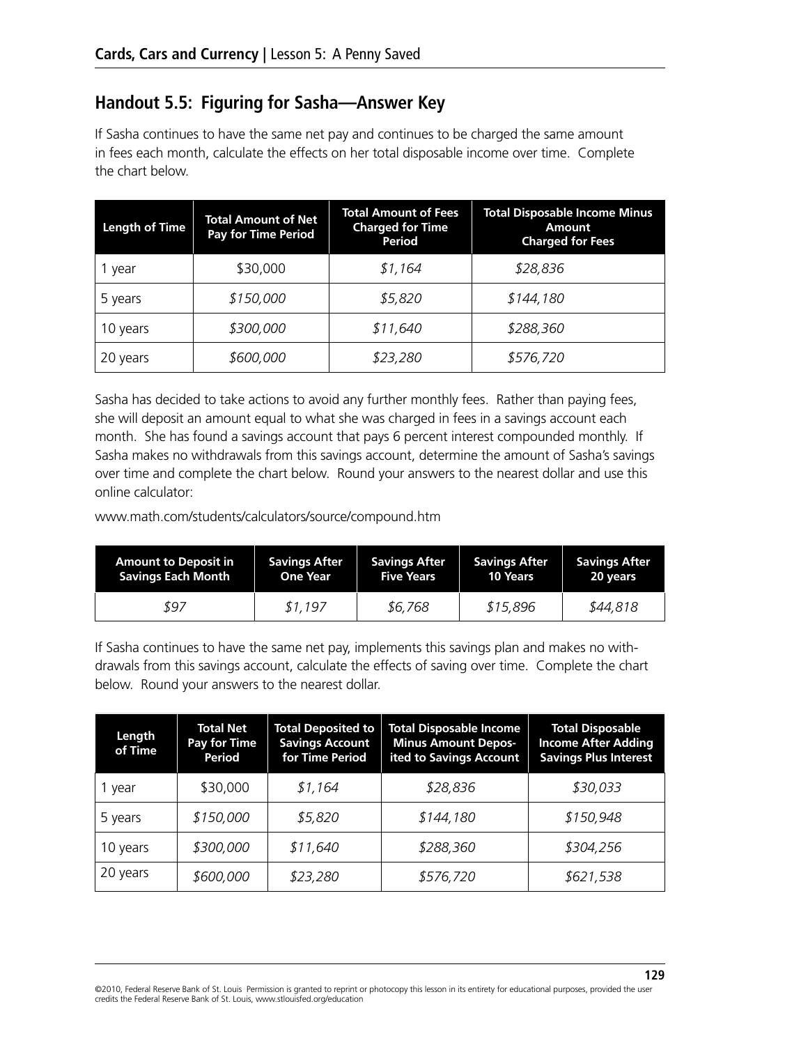## Handout 5.5: Figuring for Sasha—Answer Key

If Sasha continues to have the same net pay and continues to be charged the same amount in fees each month, calculate the effects on her total disposable income over time. Complete the chart below.

| Length of Time | Total Amount of Net Pay for Time Period | Total Amount of Fees Charged for Time Period | Total Disposable Income Minus Amount Charged for Fees |
|---|---|---|---|
| 1 year | \$30,000 | *\$1,164* | *\$28,836* |
| 5 years | *\$150,000* | *\$5,820* | *\$144,180* |
| 10 years | *\$300,000* | *\$11,640* | *\$288,360* |
| 20 years | *\$600,000* | *\$23,280* | *\$576,720* |

Sasha has decided to take actions to avoid any further monthly fees. Rather than paying fees, she will deposit an amount equal to what she was charged in fees in a savings account each month. She has found a savings account that pays 6 percent interest compounded monthly. If Sasha makes no withdrawals from this savings account, determine the amount of Sasha's savings over time and complete the chart below. Round your answers to the nearest dollar and use this online calculator:

www.math.com/students/calculators/source/compound.htm

| Amount to Deposit in Savings Each Month | Savings After One Year | Savings After Five Years | Savings After 10 Years | Savings After 20 years |
|---|---|---|---|---|
| *\$97* | *\$1,197* | *\$6,768* | *\$15,896* | *\$44,818* |

If Sasha continues to have the same net pay, implements this savings plan and makes no withdrawals from this savings account, calculate the effects of saving over time. Complete the chart below. Round your answers to the nearest dollar.

| Length of Time | Total Net Pay for Time Period | Total Deposited to Savings Account for Time Period | Total Disposable Income Minus Amount Deposited to Savings Account | Total Disposable Income After Adding Savings Plus Interest |
|---|---|---|---|---|
| 1 year | \$30,000 | *\$1,164* | *\$28,836* | *\$30,033* |
| 5 years | *\$150,000* | *\$5,820* | *\$144,180* | *\$150,948* |
| 10 years | *\$300,000* | *\$11,640* | *\$288,360* | *\$304,256* |
| 20 years | *\$600,000* | *\$23,280* | *\$576,720* | *\$621,538* |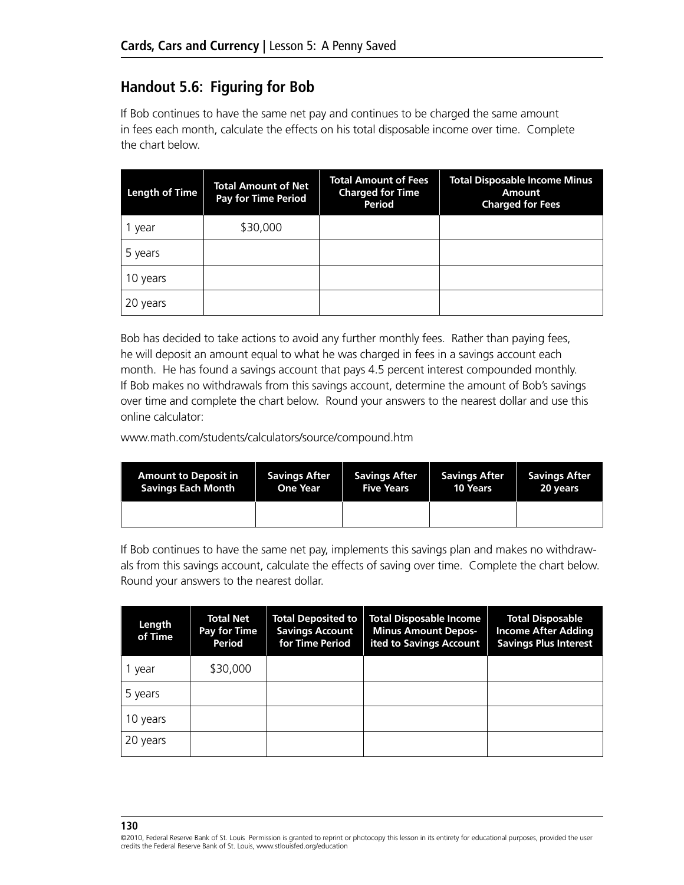## Handout 5.6: Figuring for Bob

If Bob continues to have the same net pay and continues to be charged the same amount in fees each month, calculate the effects on his total disposable income over time. Complete the chart below.

| Length of Time | Total Amount of Net Pay for Time Period | Total Amount of Fees Charged for Time Period | Total Disposable Income Minus Amount Charged for Fees |
|---|---|---|---|
| 1 year | $30,000 | | |
| 5 years | | | |
| 10 years | | | |
| 20 years | | | |

Bob has decided to take actions to avoid any further monthly fees. Rather than paying fees, he will deposit an amount equal to what he was charged in fees in a savings account each month. He has found a savings account that pays 4.5 percent interest compounded monthly. If Bob makes no withdrawals from this savings account, determine the amount of Bob's savings over time and complete the chart below. Round your answers to the nearest dollar and use this online calculator:

www.math.com/students/calculators/source/compound.htm

| Amount to Deposit in Savings Each Month | Savings After One Year | Savings After Five Years | Savings After 10 Years | Savings After 20 years |
|---|---|---|---|---|
| | | | | |

If Bob continues to have the same net pay, implements this savings plan and makes no withdrawals from this savings account, calculate the effects of saving over time. Complete the chart below. Round your answers to the nearest dollar.

| Length of Time | Total Net Pay for Time Period | Total Deposited to Savings Account for Time Period | Total Disposable Income Minus Amount Deposited to Savings Account | Total Disposable Income After Adding Savings Plus Interest |
|---|---|---|---|---|
| 1 year | $30,000 | | | |
| 5 years | | | | |
| 10 years | | | | |
| 20 years | | | | |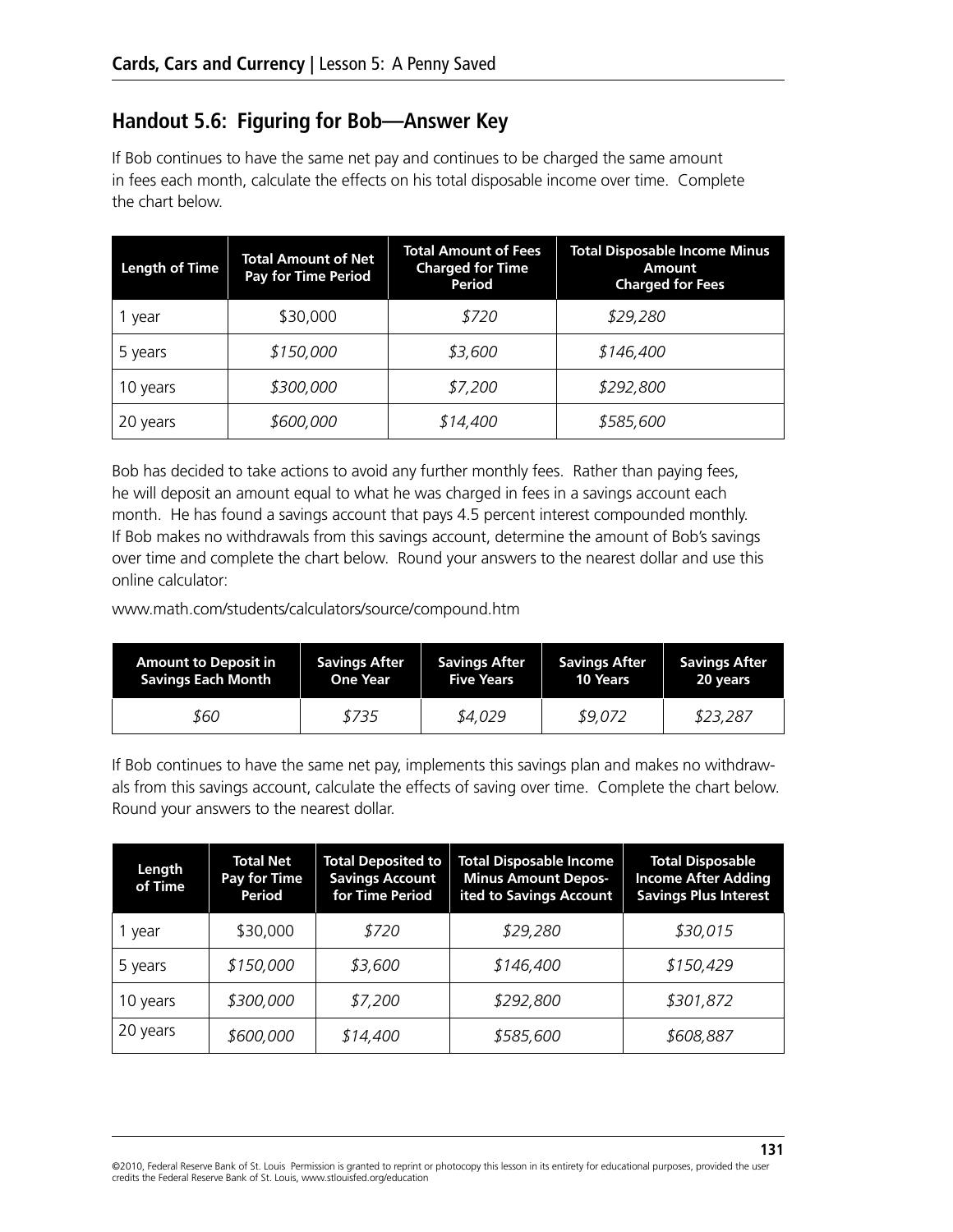## Handout 5.6: Figuring for Bob—Answer Key

If Bob continues to have the same net pay and continues to be charged the same amount in fees each month, calculate the effects on his total disposable income over time. Complete the chart below.

| Length of Time | Total Amount of Net Pay for Time Period | Total Amount of Fees Charged for Time Period | Total Disposable Income Minus Amount Charged for Fees |
|---|---|---|---|
| 1 year | $30,000 | *$720* | *$29,280* |
| 5 years | *$150,000* | *$3,600* | *$146,400* |
| 10 years | *$300,000* | *$7,200* | *$292,800* |
| 20 years | *$600,000* | *$14,400* | *$585,600* |

Bob has decided to take actions to avoid any further monthly fees. Rather than paying fees, he will deposit an amount equal to what he was charged in fees in a savings account each month. He has found a savings account that pays 4.5 percent interest compounded monthly. If Bob makes no withdrawals from this savings account, determine the amount of Bob's savings over time and complete the chart below. Round your answers to the nearest dollar and use this online calculator:

www.math.com/students/calculators/source/compound.htm

| Amount to Deposit in Savings Each Month | Savings After One Year | Savings After Five Years | Savings After 10 Years | Savings After 20 years |
|---|---|---|---|---|
| *$60* | *$735* | *$4,029* | *$9,072* | *$23,287* |

If Bob continues to have the same net pay, implements this savings plan and makes no withdrawals from this savings account, calculate the effects of saving over time. Complete the chart below. Round your answers to the nearest dollar.

| Length of Time | Total Net Pay for Time Period | Total Deposited to Savings Account for Time Period | Total Disposable Income Minus Amount Deposited to Savings Account | Total Disposable Income After Adding Savings Plus Interest |
|---|---|---|---|---|
| 1 year | $30,000 | *$720* | *$29,280* | *$30,015* |
| 5 years | *$150,000* | *$3,600* | *$146,400* | *$150,429* |
| 10 years | *$300,000* | *$7,200* | *$292,800* | *$301,872* |
| 20 years | *$600,000* | *$14,400* | *$585,600* | *$608,887* |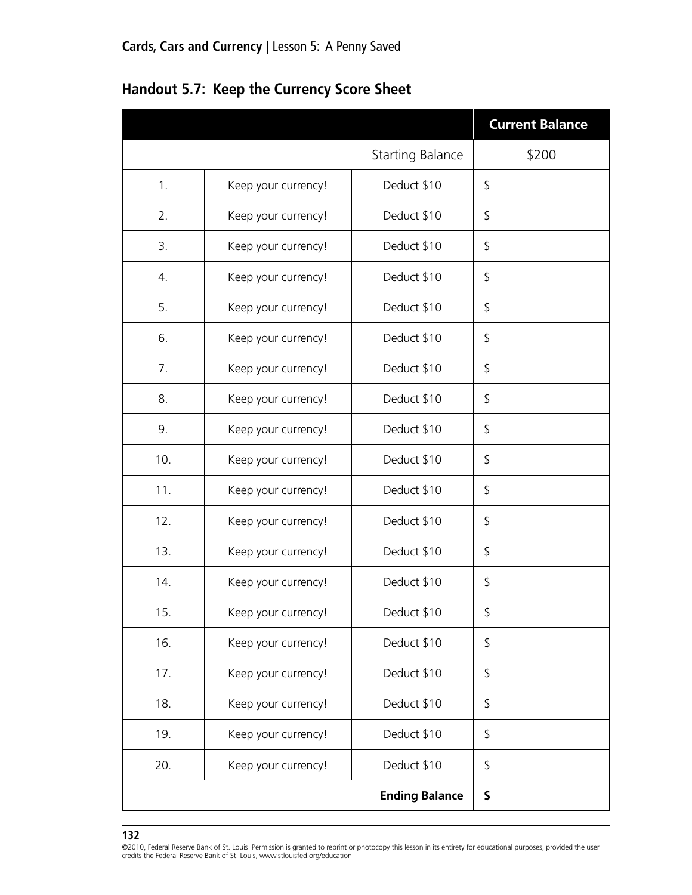## Handout 5.7: Keep the Currency Score Sheet

| | | | Current Balance |
|---|---|---|---|
| | | Starting Balance | $200 |
| 1. | Keep your currency! | Deduct $10 | $ |
| 2. | Keep your currency! | Deduct $10 | $ |
| 3. | Keep your currency! | Deduct $10 | $ |
| 4. | Keep your currency! | Deduct $10 | $ |
| 5. | Keep your currency! | Deduct $10 | $ |
| 6. | Keep your currency! | Deduct $10 | $ |
| 7. | Keep your currency! | Deduct $10 | $ |
| 8. | Keep your currency! | Deduct $10 | $ |
| 9. | Keep your currency! | Deduct $10 | $ |
| 10. | Keep your currency! | Deduct $10 | $ |
| 11. | Keep your currency! | Deduct $10 | $ |
| 12. | Keep your currency! | Deduct $10 | $ |
| 13. | Keep your currency! | Deduct $10 | $ |
| 14. | Keep your currency! | Deduct $10 | $ |
| 15. | Keep your currency! | Deduct $10 | $ |
| 16. | Keep your currency! | Deduct $10 | $ |
| 17. | Keep your currency! | Deduct $10 | $ |
| 18. | Keep your currency! | Deduct $10 | $ |
| 19. | Keep your currency! | Deduct $10 | $ |
| 20. | Keep your currency! | Deduct $10 | $ |
| | | **Ending Balance** | **$** |

©2010, Federal Reserve Bank of St. Louis Permission is granted to reprint or photocopy this lesson in its entirety for educational purposes, provided the user credits the Federal Reserve Bank of St. Louis, www.stlouisfed.org/education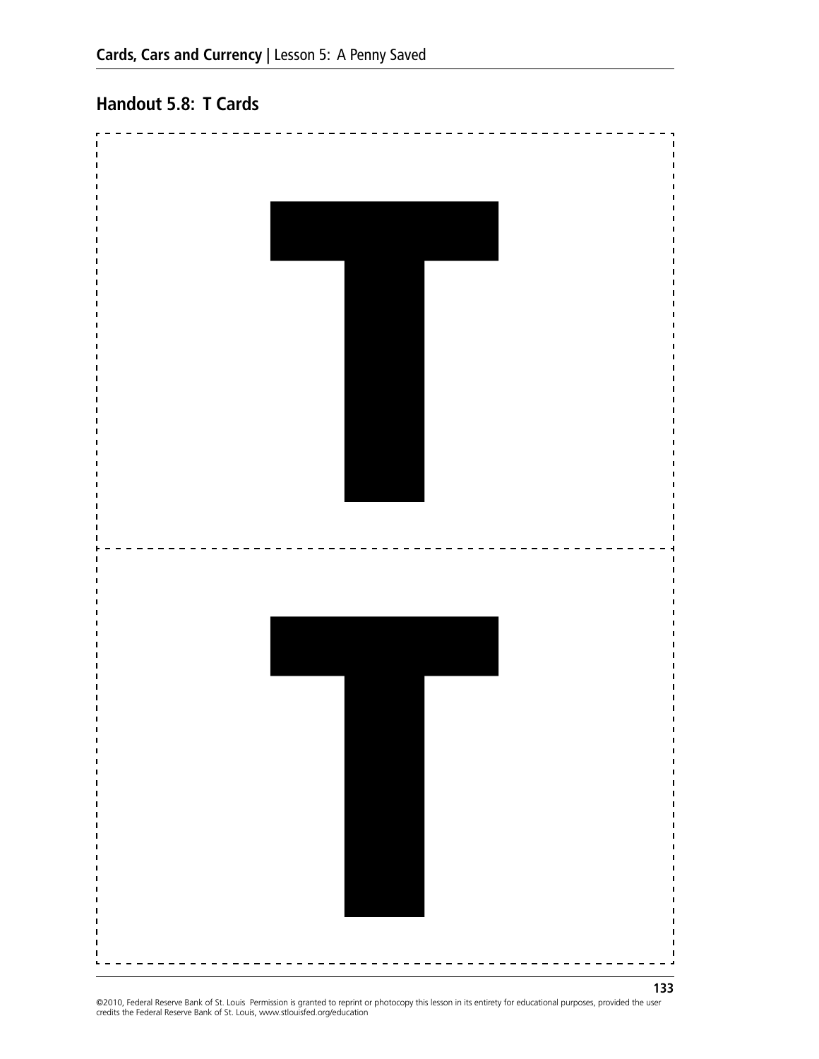## Handout 5.8: T Cards

T

T

©2010, Federal Reserve Bank of St. Louis Permission is granted to reprint or photocopy this lesson in its entirety for educational purposes, provided the user credits the Federal Reserve Bank of St. Louis, www.stlouisfed.org/education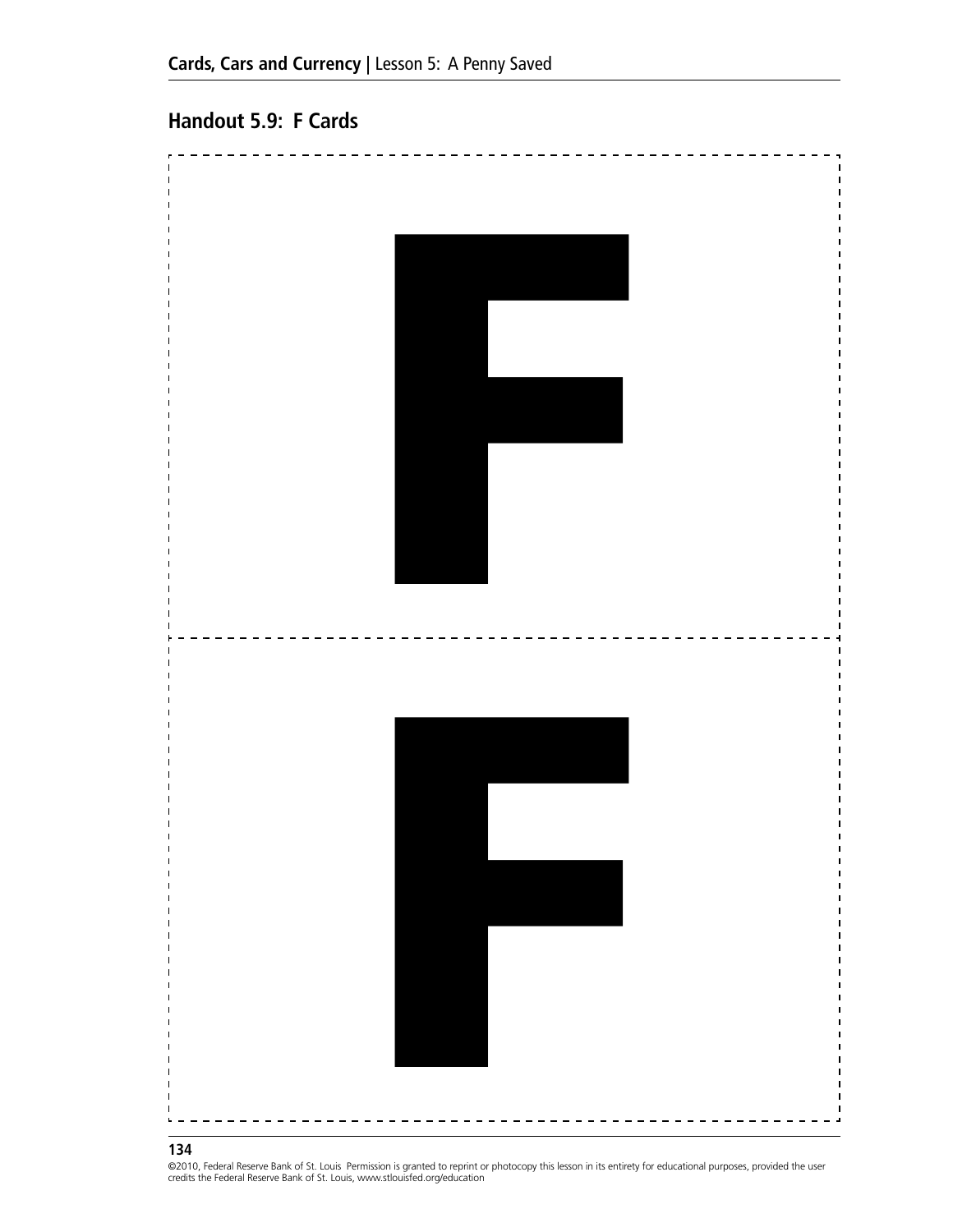## Handout 5.9: F Cards

# F

# F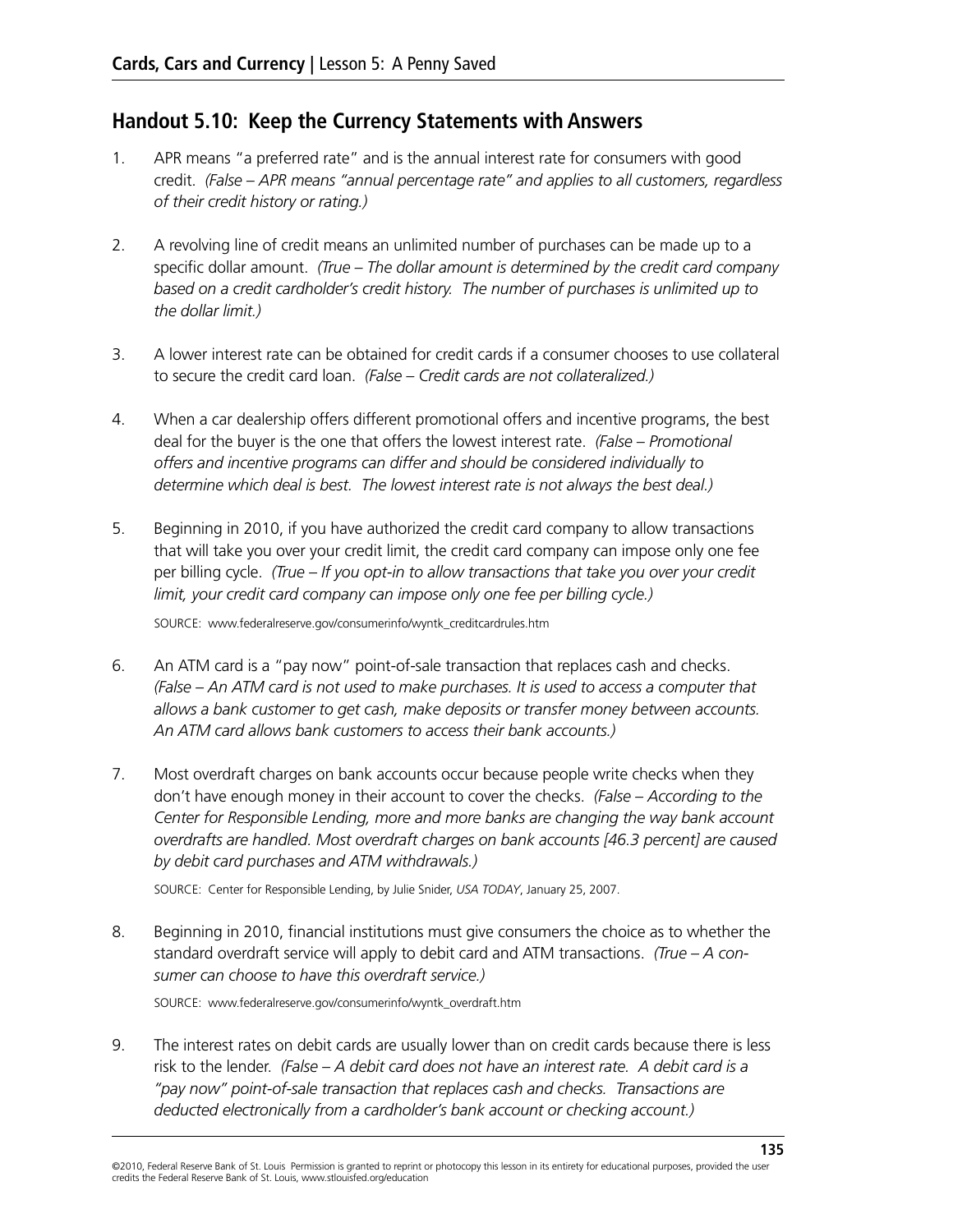## Handout 5.10: Keep the Currency Statements with Answers

1. APR means "a preferred rate" and is the annual interest rate for consumers with good credit. *(False – APR means "annual percentage rate" and applies to all customers, regardless of their credit history or rating.)*

2. A revolving line of credit means an unlimited number of purchases can be made up to a specific dollar amount. *(True – The dollar amount is determined by the credit card company based on a credit cardholder's credit history. The number of purchases is unlimited up to the dollar limit.)*

3. A lower interest rate can be obtained for credit cards if a consumer chooses to use collateral to secure the credit card loan. *(False – Credit cards are not collateralized.)*

4. When a car dealership offers different promotional offers and incentive programs, the best deal for the buyer is the one that offers the lowest interest rate. *(False – Promotional offers and incentive programs can differ and should be considered individually to determine which deal is best. The lowest interest rate is not always the best deal.)*

5. Beginning in 2010, if you have authorized the credit card company to allow transactions that will take you over your credit limit, the credit card company can impose only one fee per billing cycle. *(True – If you opt-in to allow transactions that take you over your credit limit, your credit card company can impose only one fee per billing cycle.)*

   SOURCE: www.federalreserve.gov/consumerinfo/wyntk_creditcardrules.htm

6. An ATM card is a "pay now" point-of-sale transaction that replaces cash and checks. *(False – An ATM card is not used to make purchases. It is used to access a computer that allows a bank customer to get cash, make deposits or transfer money between accounts. An ATM card allows bank customers to access their bank accounts.)*

7. Most overdraft charges on bank accounts occur because people write checks when they don't have enough money in their account to cover the checks. *(False – According to the Center for Responsible Lending, more and more banks are changing the way bank account overdrafts are handled. Most overdraft charges on bank accounts [46.3 percent] are caused by debit card purchases and ATM withdrawals.)*

   SOURCE: Center for Responsible Lending, by Julie Snider, *USA TODAY*, January 25, 2007.

8. Beginning in 2010, financial institutions must give consumers the choice as to whether the standard overdraft service will apply to debit card and ATM transactions. *(True – A consumer can choose to have this overdraft service.)*

   SOURCE: www.federalreserve.gov/consumerinfo/wyntk_overdraft.htm

9. The interest rates on debit cards are usually lower than on credit cards because there is less risk to the lender. *(False – A debit card does not have an interest rate. A debit card is a "pay now" point-of-sale transaction that replaces cash and checks. Transactions are deducted electronically from a cardholder's bank account or checking account.)*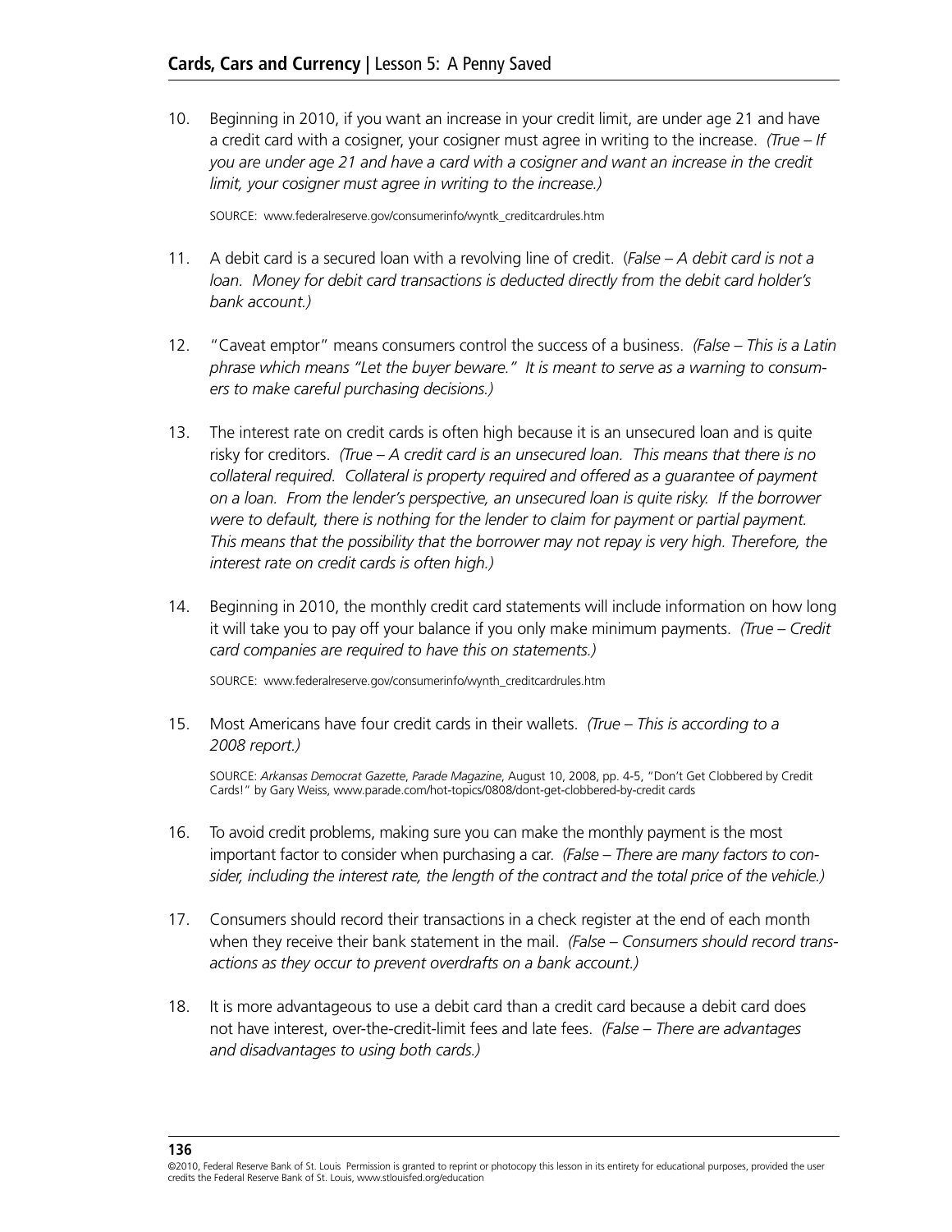10. Beginning in 2010, if you want an increase in your credit limit, are under age 21 and have a credit card with a cosigner, your cosigner must agree in writing to the increase. *(True – If you are under age 21 and have a card with a cosigner and want an increase in the credit limit, your cosigner must agree in writing to the increase.)*

    SOURCE: www.federalreserve.gov/consumerinfo/wyntk_creditcardrules.htm

11. A debit card is a secured loan with a revolving line of credit. (*False – A debit card is not a loan. Money for debit card transactions is deducted directly from the debit card holder's bank account.)*

12. "Caveat emptor" means consumers control the success of a business. *(False – This is a Latin phrase which means "Let the buyer beware." It is meant to serve as a warning to consumers to make careful purchasing decisions.)*

13. The interest rate on credit cards is often high because it is an unsecured loan and is quite risky for creditors. *(True – A credit card is an unsecured loan. This means that there is no collateral required. Collateral is property required and offered as a guarantee of payment on a loan. From the lender's perspective, an unsecured loan is quite risky. If the borrower were to default, there is nothing for the lender to claim for payment or partial payment. This means that the possibility that the borrower may not repay is very high. Therefore, the interest rate on credit cards is often high.)*

14. Beginning in 2010, the monthly credit card statements will include information on how long it will take you to pay off your balance if you only make minimum payments. *(True – Credit card companies are required to have this on statements.)*

    SOURCE: www.federalreserve.gov/consumerinfo/wynth_creditcardrules.htm

15. Most Americans have four credit cards in their wallets. *(True – This is according to a 2008 report.)*

    SOURCE: *Arkansas Democrat Gazette*, *Parade Magazine*, August 10, 2008, pp. 4-5, "Don't Get Clobbered by Credit Cards!" by Gary Weiss, www.parade.com/hot-topics/0808/dont-get-clobbered-by-credit cards

16. To avoid credit problems, making sure you can make the monthly payment is the most important factor to consider when purchasing a car. *(False – There are many factors to consider, including the interest rate, the length of the contract and the total price of the vehicle.)*

17. Consumers should record their transactions in a check register at the end of each month when they receive their bank statement in the mail. *(False – Consumers should record transactions as they occur to prevent overdrafts on a bank account.)*

18. It is more advantageous to use a debit card than a credit card because a debit card does not have interest, over-the-credit-limit fees and late fees. *(False – There are advantages and disadvantages to using both cards.)*

©2010, Federal Reserve Bank of St. Louis Permission is granted to reprint or photocopy this lesson in its entirety for educational purposes, provided the user credits the Federal Reserve Bank of St. Louis, www.stlouisfed.org/education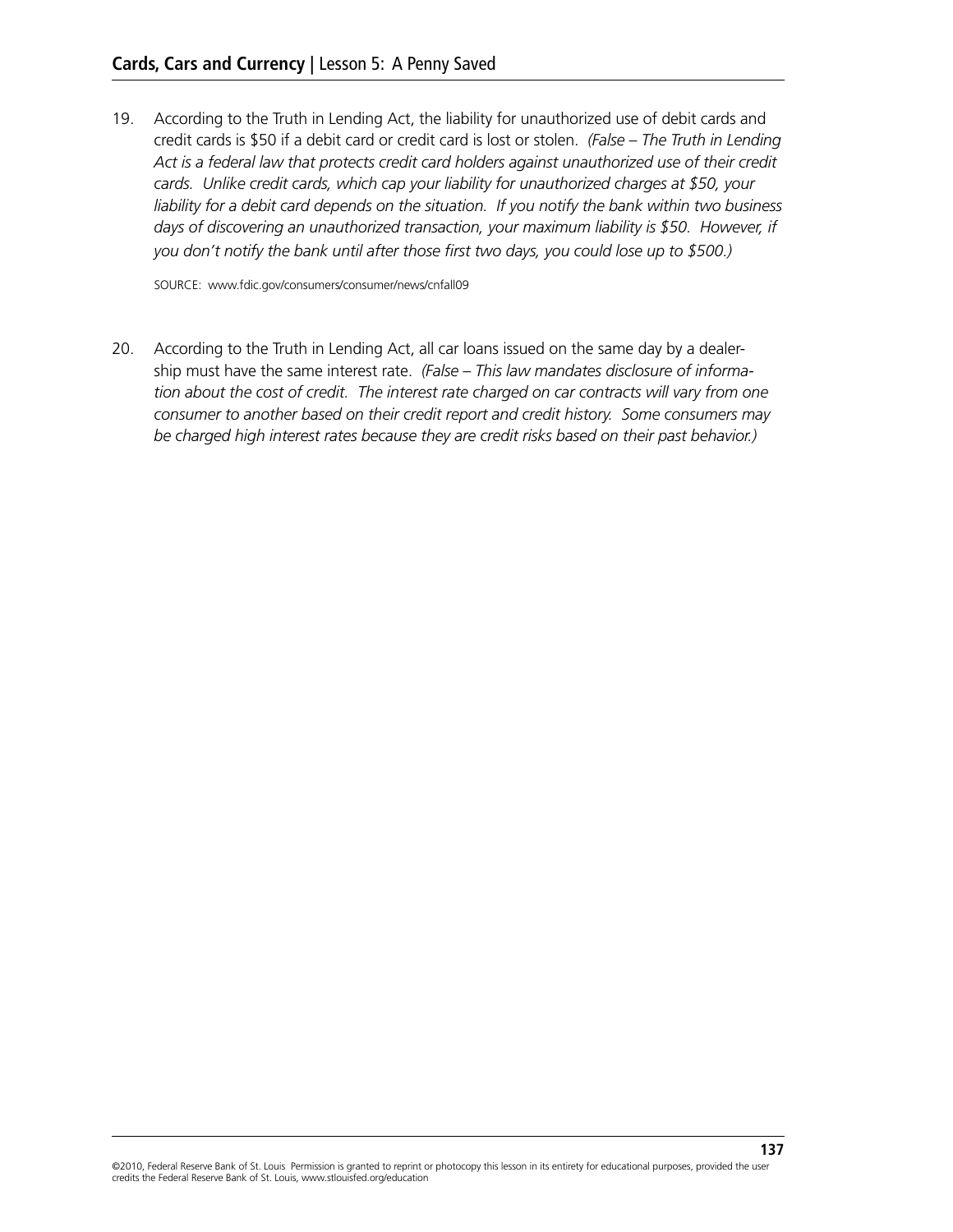19. According to the Truth in Lending Act, the liability for unauthorized use of debit cards and credit cards is $50 if a debit card or credit card is lost or stolen. *(False – The Truth in Lending Act is a federal law that protects credit card holders against unauthorized use of their credit cards. Unlike credit cards, which cap your liability for unauthorized charges at $50, your liability for a debit card depends on the situation. If you notify the bank within two business days of discovering an unauthorized transaction, your maximum liability is $50. However, if you don't notify the bank until after those first two days, you could lose up to $500.)*

    SOURCE: www.fdic.gov/consumers/consumer/news/cnfall09

20. According to the Truth in Lending Act, all car loans issued on the same day by a dealership must have the same interest rate. *(False – This law mandates disclosure of information about the cost of credit. The interest rate charged on car contracts will vary from one consumer to another based on their credit report and credit history. Some consumers may be charged high interest rates because they are credit risks based on their past behavior.)*